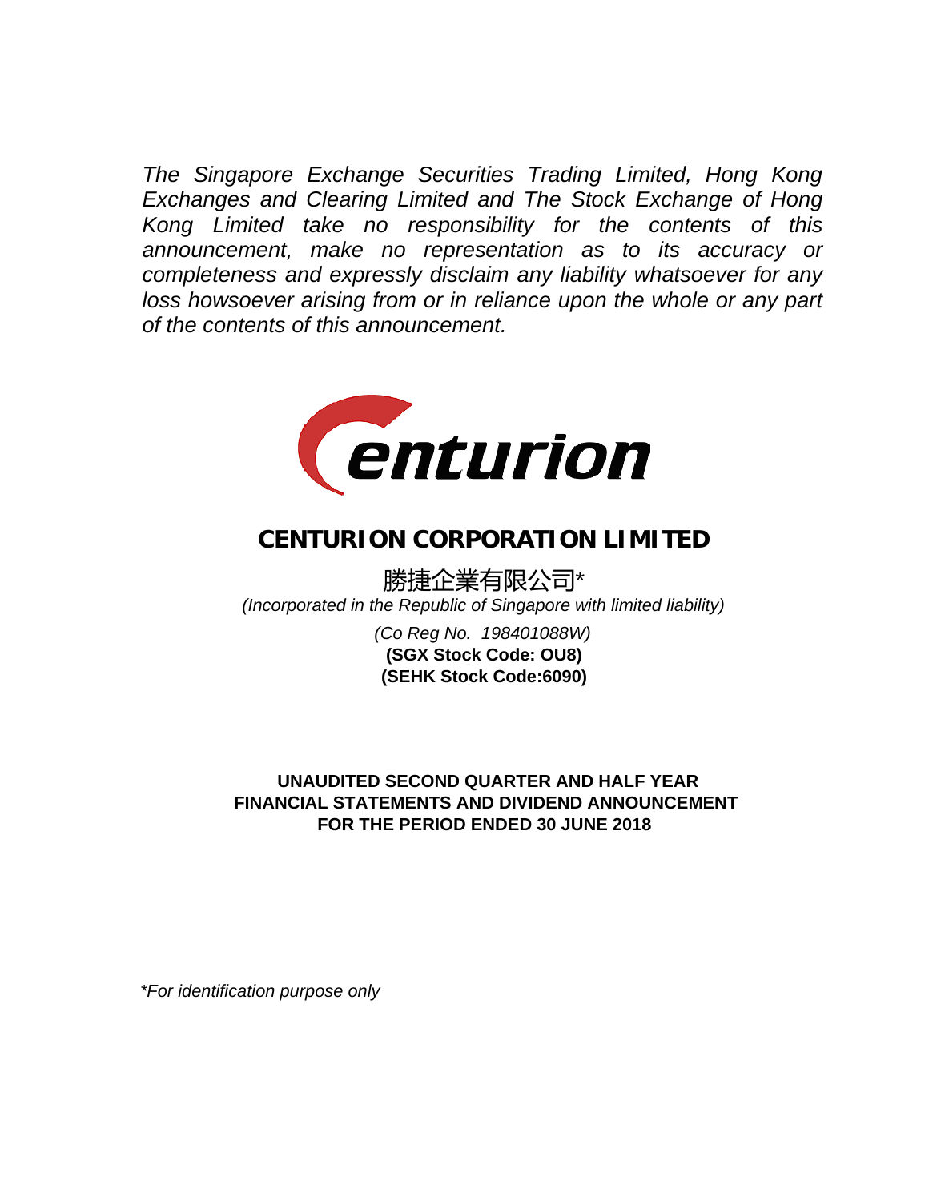*The Singapore Exchange Securities Trading Limited, Hong Kong Exchanges and Clearing Limited and The Stock Exchange of Hong Kong Limited take no responsibility for the contents of this announcement, make no representation as to its accuracy or completeness and expressly disclaim any liability whatsoever for any loss howsoever arising from or in reliance upon the whole or any part of the contents of this announcement.*

# CENTURION CORPORATION LIMITED

勝捷企業有限公司*

*(Incorporated in the Republic of Singapore with limited liability)*

*(Co Reg No. 198401088W)*

**(SGX Stock Code: OU8)**

**(SEHK Stock Code:6090)**

**UNAUDITED SECOND QUARTER AND HALF YEAR FINANCIAL STATEMENTS AND DIVIDEND ANNOUNCEMENT FOR THE PERIOD ENDED 30 JUNE 2018**

*\*For identification purpose only*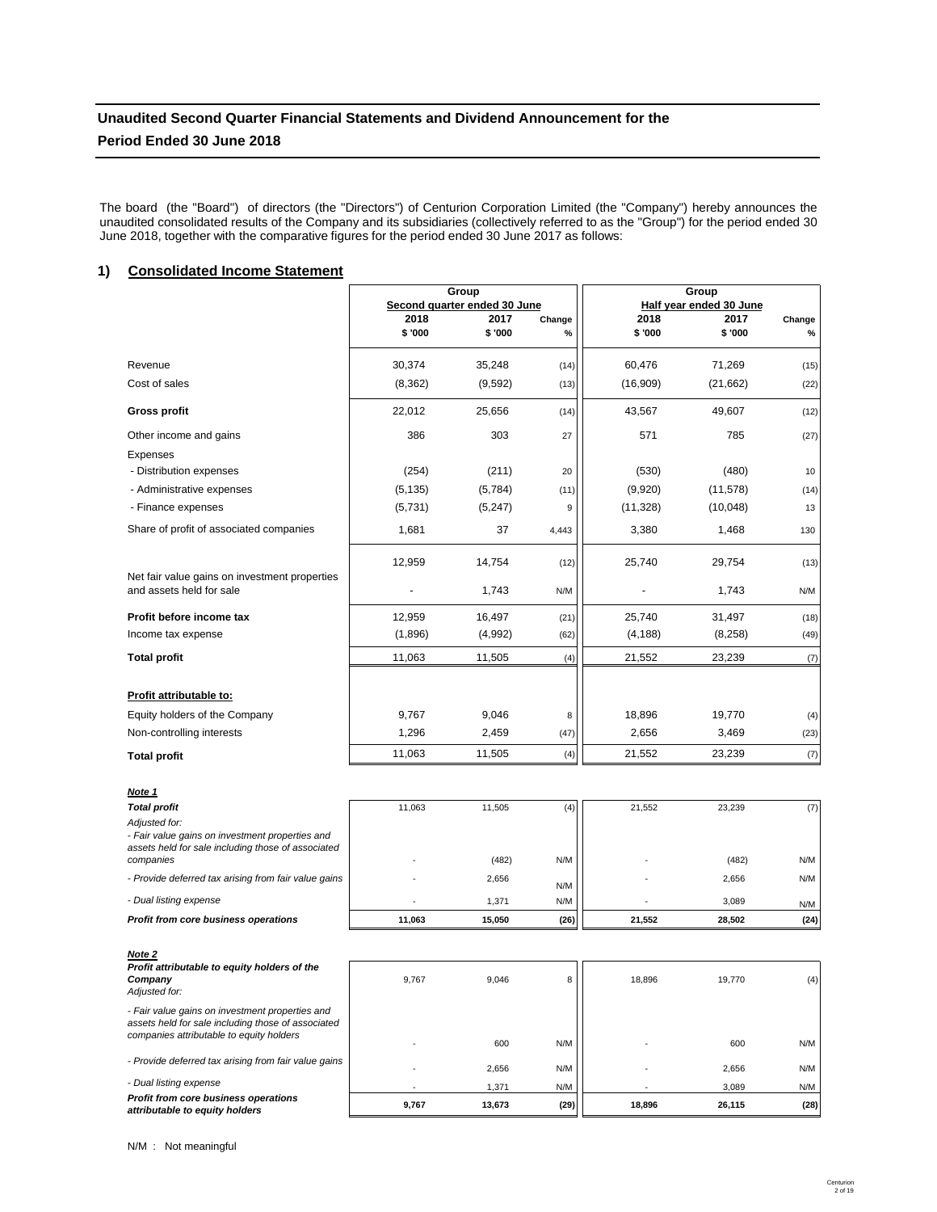# Unaudited Second Quarter Financial Statements and Dividend Announcement for the Period Ended 30 June 2018

The board (the "Board") of directors (the "Directors") of Centurion Corporation Limited (the "Company") hereby announces the unaudited consolidated results of the Company and its subsidiaries (collectively referred to as the "Group") for the period ended 30 June 2018, together with the comparative figures for the period ended 30 June 2017 as follows:

## 1) Consolidated Income Statement

| | Group | | | Group | | |
|---|---|---|---|---|---|---|
| | Second quarter ended 30 June | | | Half year ended 30 June | | |
| | 2018 | 2017 | Change | 2018 | 2017 | Change |
| | $ '000 | $ '000 | % | $ '000 | $ '000 | % |
| Revenue | 30,374 | 35,248 | (14) | 60,476 | 71,269 | (15) |
| Cost of sales | (8,362) | (9,592) | (13) | (16,909) | (21,662) | (22) |
| **Gross profit** | 22,012 | 25,656 | (14) | 43,567 | 49,607 | (12) |
| Other income and gains | 386 | 303 | 27 | 571 | 785 | (27) |
| Expenses | | | | | | |
| - Distribution expenses | (254) | (211) | 20 | (530) | (480) | 10 |
| - Administrative expenses | (5,135) | (5,784) | (11) | (9,920) | (11,578) | (14) |
| - Finance expenses | (5,731) | (5,247) | 9 | (11,328) | (10,048) | 13 |
| Share of profit of associated companies | 1,681 | 37 | 4,443 | 3,380 | 1,468 | 130 |
| | 12,959 | 14,754 | (12) | 25,740 | 29,754 | (13) |
| Net fair value gains on investment properties and assets held for sale | - | 1,743 | N/M | - | 1,743 | N/M |
| **Profit before income tax** | 12,959 | 16,497 | (21) | 25,740 | 31,497 | (18) |
| Income tax expense | (1,896) | (4,992) | (62) | (4,188) | (8,258) | (49) |
| **Total profit** | 11,063 | 11,505 | (4) | 21,552 | 23,239 | (7) |
| **Profit attributable to:** | | | | | | |
| Equity holders of the Company | 9,767 | 9,046 | 8 | 18,896 | 19,770 | (4) |
| Non-controlling interests | 1,296 | 2,459 | (47) | 2,656 | 3,469 | (23) |
| **Total profit** | 11,063 | 11,505 | (4) | 21,552 | 23,239 | (7) |

***Note 1***

| | | | | | | |
|---|---|---|---|---|---|---|
| ***Total profit*** | 11,063 | 11,505 | (4) | 21,552 | 23,239 | (7) |
| *Adjusted for:* | | | | | | |
| *- Fair value gains on investment properties and assets held for sale including those of associated companies* | - | (482) | N/M | - | (482) | N/M |
| *- Provide deferred tax arising from fair value gains* | - | 2,656 | N/M | - | 2,656 | N/M |
| *- Dual listing expense* | - | 1,371 | N/M | - | 3,089 | N/M |
| ***Profit from core business operations*** | **11,063** | **15,050** | **(26)** | **21,552** | **28,502** | **(24)** |

***Note 2***

| | | | | | | |
|---|---|---|---|---|---|---|
| ***Profit attributable to equity holders of the Company*** | 9,767 | 9,046 | 8 | 18,896 | 19,770 | (4) |
| *Adjusted for:* | | | | | | |
| *- Fair value gains on investment properties and assets held for sale including those of associated companies attributable to equity holders* | - | 600 | N/M | - | 600 | N/M |
| *- Provide deferred tax arising from fair value gains* | - | 2,656 | N/M | - | 2,656 | N/M |
| *- Dual listing expense* | - | 1,371 | N/M | - | 3,089 | N/M |
| ***Profit from core business operations attributable to equity holders*** | **9,767** | **13,673** | **(29)** | **18,896** | **26,115** | **(28)** |

N/M : Not meaningful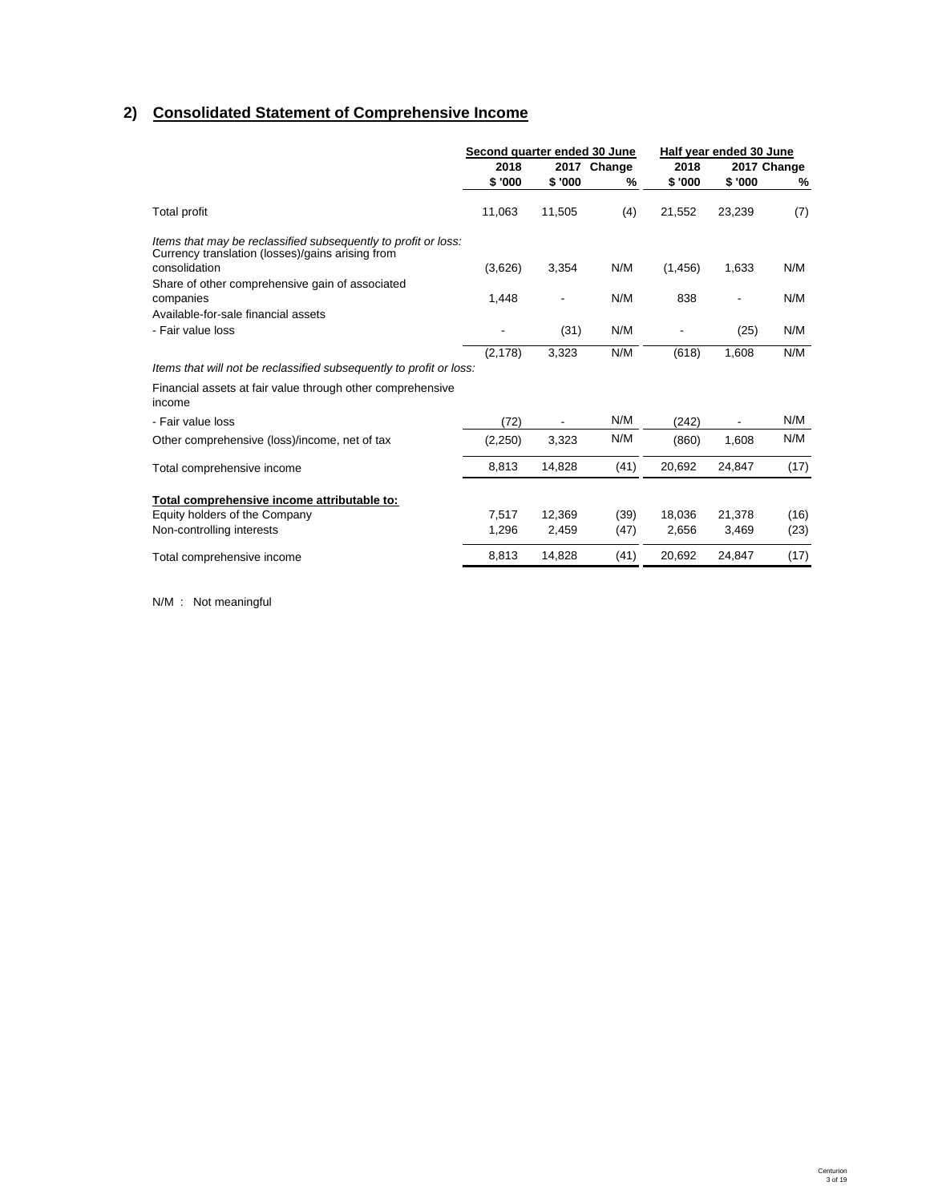## 2) Consolidated Statement of Comprehensive Income

| | Second quarter ended 30 June | | | Half year ended 30 June | | |
|---|---|---|---|---|---|---|
| | 2018 | 2017 | Change | 2018 | 2017 | Change |
| | $ '000 | $ '000 | % | $ '000 | $ '000 | % |
| Total profit | 11,063 | 11,505 | (4) | 21,552 | 23,239 | (7) |
| *Items that may be reclassified subsequently to profit or loss:* | | | | | | |
| Currency translation (losses)/gains arising from consolidation | (3,626) | 3,354 | N/M | (1,456) | 1,633 | N/M |
| Share of other comprehensive gain of associated companies | 1,448 | - | N/M | 838 | - | N/M |
| Available-for-sale financial assets | | | | | | |
| - Fair value loss | - | (31) | N/M | - | (25) | N/M |
| | (2,178) | 3,323 | N/M | (618) | 1,608 | N/M |
| *Items that will not be reclassified subsequently to profit or loss:* | | | | | | |
| Financial assets at fair value through other comprehensive income | | | | | | |
| - Fair value loss | (72) | - | N/M | (242) | - | N/M |
| Other comprehensive (loss)/income, net of tax | (2,250) | 3,323 | N/M | (860) | 1,608 | N/M |
| Total comprehensive income | 8,813 | 14,828 | (41) | 20,692 | 24,847 | (17) |
| **Total comprehensive income attributable to:** | | | | | | |
| Equity holders of the Company | 7,517 | 12,369 | (39) | 18,036 | 21,378 | (16) |
| Non-controlling interests | 1,296 | 2,459 | (47) | 2,656 | 3,469 | (23) |
| Total comprehensive income | 8,813 | 14,828 | (41) | 20,692 | 24,847 | (17) |

N/M : Not meaningful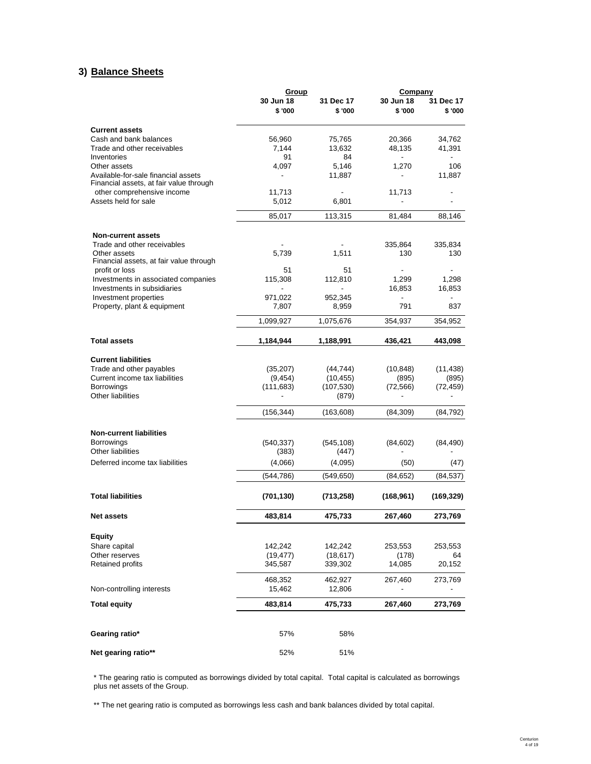## 3) Balance Sheets

| | Group | | Company | |
|---|---|---|---|---|
| | 30 Jun 18 | 31 Dec 17 | 30 Jun 18 | 31 Dec 17 |
| | $ '000 | $ '000 | $ '000 | $ '000 |
| **Current assets** | | | | |
| Cash and bank balances | 56,960 | 75,765 | 20,366 | 34,762 |
| Trade and other receivables | 7,144 | 13,632 | 48,135 | 41,391 |
| Inventories | 91 | 84 | - | - |
| Other assets | 4,097 | 5,146 | 1,270 | 106 |
| Available-for-sale financial assets | - | 11,887 | - | 11,887 |
| Financial assets, at fair value through other comprehensive income | 11,713 | - | 11,713 | - |
| Assets held for sale | 5,012 | 6,801 | - | - |
| | 85,017 | 113,315 | 81,484 | 88,146 |
| **Non-current assets** | | | | |
| Trade and other receivables | - | - | 335,864 | 335,834 |
| Other assets | 5,739 | 1,511 | 130 | 130 |
| Financial assets, at fair value through profit or loss | 51 | 51 | - | - |
| Investments in associated companies | 115,308 | 112,810 | 1,299 | 1,298 |
| Investments in subsidiaries | - | - | 16,853 | 16,853 |
| Investment properties | 971,022 | 952,345 | - | - |
| Property, plant & equipment | 7,807 | 8,959 | 791 | 837 |
| | 1,099,927 | 1,075,676 | 354,937 | 354,952 |
| **Total assets** | **1,184,944** | **1,188,991** | **436,421** | **443,098** |
| **Current liabilities** | | | | |
| Trade and other payables | (35,207) | (44,744) | (10,848) | (11,438) |
| Current income tax liabilities | (9,454) | (10,455) | (895) | (895) |
| Borrowings | (111,683) | (107,530) | (72,566) | (72,459) |
| Other liabilities | - | (879) | - | - |
| | (156,344) | (163,608) | (84,309) | (84,792) |
| **Non-current liabilities** | | | | |
| Borrowings | (540,337) | (545,108) | (84,602) | (84,490) |
| Other liabilities | (383) | (447) | - | - |
| Deferred income tax liabilities | (4,066) | (4,095) | (50) | (47) |
| | (544,786) | (549,650) | (84,652) | (84,537) |
| **Total liabilities** | **(701,130)** | **(713,258)** | **(168,961)** | **(169,329)** |
| **Net assets** | **483,814** | **475,733** | **267,460** | **273,769** |
| **Equity** | | | | |
| Share capital | 142,242 | 142,242 | 253,553 | 253,553 |
| Other reserves | (19,477) | (18,617) | (178) | 64 |
| Retained profits | 345,587 | 339,302 | 14,085 | 20,152 |
| | 468,352 | 462,927 | 267,460 | 273,769 |
| Non-controlling interests | 15,462 | 12,806 | - | - |
| **Total equity** | **483,814** | **475,733** | **267,460** | **273,769** |
| **Gearing ratio*** | 57% | 58% | | |
| **Net gearing ratio**** | 52% | 51% | | |

* The gearing ratio is computed as borrowings divided by total capital. Total capital is calculated as borrowings plus net assets of the Group.

** The net gearing ratio is computed as borrowings less cash and bank balances divided by total capital.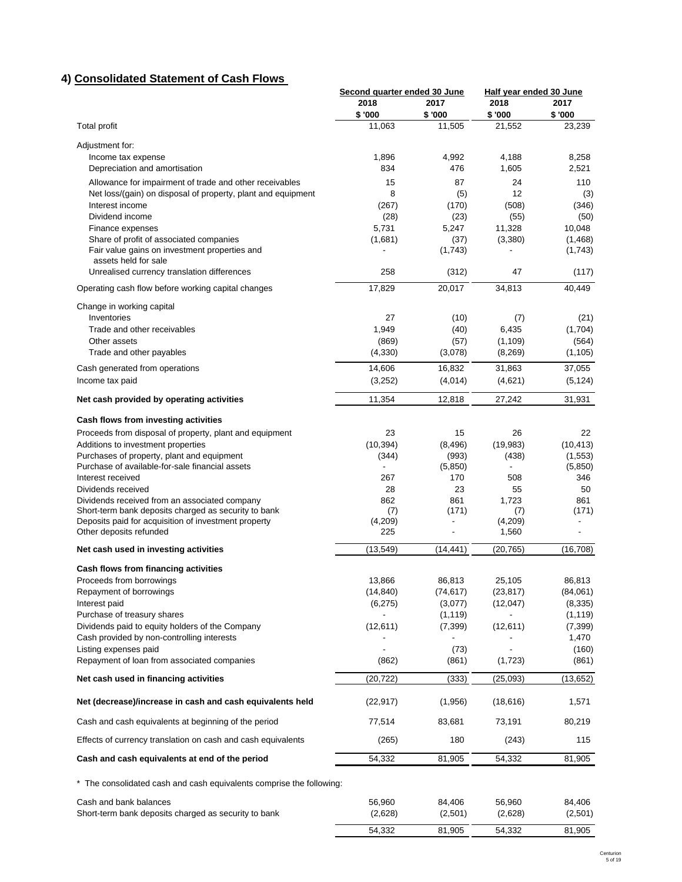## 4) Consolidated Statement of Cash Flows

| | Second quarter ended 30 June | | Half year ended 30 June | |
|---|---|---|---|---|
| | 2018 | 2017 | 2018 | 2017 |
| | $ '000 | $ '000 | $ '000 | $ '000 |
| Total profit | 11,063 | 11,505 | 21,552 | 23,239 |
| Adjustment for: | | | | |
| Income tax expense | 1,896 | 4,992 | 4,188 | 8,258 |
| Depreciation and amortisation | 834 | 476 | 1,605 | 2,521 |
| Allowance for impairment of trade and other receivables | 15 | 87 | 24 | 110 |
| Net loss/(gain) on disposal of property, plant and equipment | 8 | (5) | 12 | (3) |
| Interest income | (267) | (170) | (508) | (346) |
| Dividend income | (28) | (23) | (55) | (50) |
| Finance expenses | 5,731 | 5,247 | 11,328 | 10,048 |
| Share of profit of associated companies | (1,681) | (37) | (3,380) | (1,468) |
| Fair value gains on investment properties and assets held for sale | - | (1,743) | - | (1,743) |
| Unrealised currency translation differences | 258 | (312) | 47 | (117) |
| Operating cash flow before working capital changes | 17,829 | 20,017 | 34,813 | 40,449 |
| Change in working capital | | | | |
| Inventories | 27 | (10) | (7) | (21) |
| Trade and other receivables | 1,949 | (40) | 6,435 | (1,704) |
| Other assets | (869) | (57) | (1,109) | (564) |
| Trade and other payables | (4,330) | (3,078) | (8,269) | (1,105) |
| Cash generated from operations | 14,606 | 16,832 | 31,863 | 37,055 |
| Income tax paid | (3,252) | (4,014) | (4,621) | (5,124) |
| **Net cash provided by operating activities** | 11,354 | 12,818 | 27,242 | 31,931 |
| **Cash flows from investing activities** | | | | |
| Proceeds from disposal of property, plant and equipment | 23 | 15 | 26 | 22 |
| Additions to investment properties | (10,394) | (8,496) | (19,983) | (10,413) |
| Purchases of property, plant and equipment | (344) | (993) | (438) | (1,553) |
| Purchase of available-for-sale financial assets | - | (5,850) | - | (5,850) |
| Interest received | 267 | 170 | 508 | 346 |
| Dividends received | 28 | 23 | 55 | 50 |
| Dividends received from an associated company | 862 | 861 | 1,723 | 861 |
| Short-term bank deposits charged as security to bank | (7) | (171) | (7) | (171) |
| Deposits paid for acquisition of investment property | (4,209) | - | (4,209) | - |
| Other deposits refunded | 225 | - | 1,560 | - |
| **Net cash used in investing activities** | (13,549) | (14,441) | (20,765) | (16,708) |
| **Cash flows from financing activities** | | | | |
| Proceeds from borrowings | 13,866 | 86,813 | 25,105 | 86,813 |
| Repayment of borrowings | (14,840) | (74,617) | (23,817) | (84,061) |
| Interest paid | (6,275) | (3,077) | (12,047) | (8,335) |
| Purchase of treasury shares | - | (1,119) | - | (1,119) |
| Dividends paid to equity holders of the Company | (12,611) | (7,399) | (12,611) | (7,399) |
| Cash provided by non-controlling interests | - | - | - | 1,470 |
| Listing expenses paid | - | (73) | - | (160) |
| Repayment of loan from associated companies | (862) | (861) | (1,723) | (861) |
| **Net cash used in financing activities** | (20,722) | (333) | (25,093) | (13,652) |
| **Net (decrease)/increase in cash and cash equivalents held** | (22,917) | (1,956) | (18,616) | 1,571 |
| Cash and cash equivalents at beginning of the period | 77,514 | 83,681 | 73,191 | 80,219 |
| Effects of currency translation on cash and cash equivalents | (265) | 180 | (243) | 115 |
| **Cash and cash equivalents at end of the period** | 54,332 | 81,905 | 54,332 | 81,905 |

\* The consolidated cash and cash equivalents comprise the following:

| | | | | |
|---|---|---|---|---|
| Cash and bank balances | 56,960 | 84,406 | 56,960 | 84,406 |
| Short-term bank deposits charged as security to bank | (2,628) | (2,501) | (2,628) | (2,501) |
| | 54,332 | 81,905 | 54,332 | 81,905 |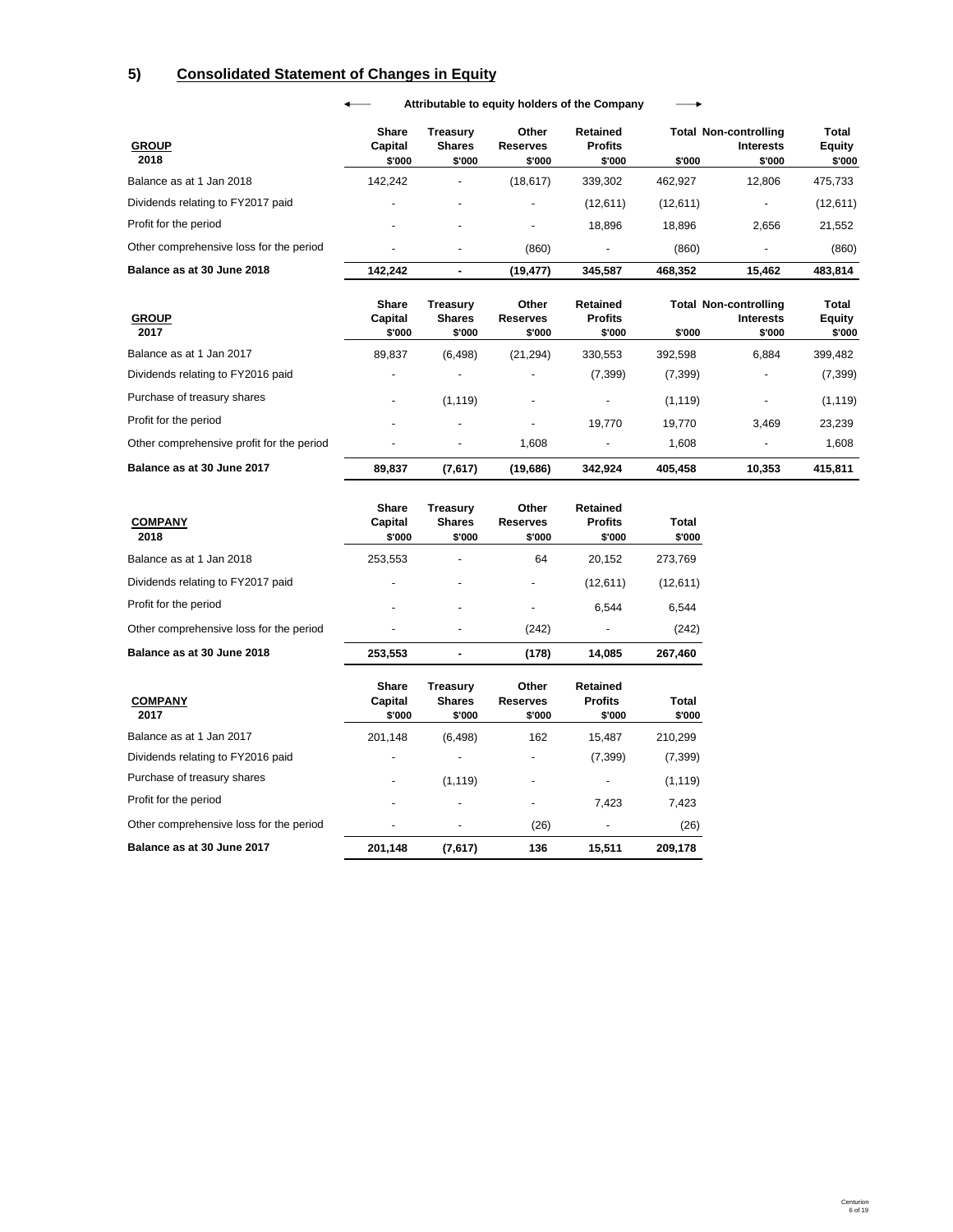## 5) Consolidated Statement of Changes in Equity

| **GROUP 2018** | **Share Capital $'000** | **Treasury Shares $'000** | **Other Reserves $'000** | **Retained Profits $'000** | **Total $'000** | **Non-controlling Interests $'000** | **Total Equity $'000** |
|---|---|---|---|---|---|---|---|
| | ← Attributable to equity holders of the Company → | | | | | | |
| Balance as at 1 Jan 2018 | 142,242 | - | (18,617) | 339,302 | 462,927 | 12,806 | 475,733 |
| Dividends relating to FY2017 paid | - | - | - | (12,611) | (12,611) | - | (12,611) |
| Profit for the period | - | - | - | 18,896 | 18,896 | 2,656 | 21,552 |
| Other comprehensive loss for the period | - | - | (860) | - | (860) | - | (860) |
| **Balance as at 30 June 2018** | **142,242** | **-** | **(19,477)** | **345,587** | **468,352** | **15,462** | **483,814** |

| **GROUP 2017** | **Share Capital $'000** | **Treasury Shares $'000** | **Other Reserves $'000** | **Retained Profits $'000** | **Total $'000** | **Non-controlling Interests $'000** | **Total Equity $'000** |
|---|---|---|---|---|---|---|---|
| Balance as at 1 Jan 2017 | 89,837 | (6,498) | (21,294) | 330,553 | 392,598 | 6,884 | 399,482 |
| Dividends relating to FY2016 paid | - | - | - | (7,399) | (7,399) | - | (7,399) |
| Purchase of treasury shares | - | (1,119) | - | - | (1,119) | - | (1,119) |
| Profit for the period | - | - | - | 19,770 | 19,770 | 3,469 | 23,239 |
| Other comprehensive profit for the period | - | - | 1,608 | - | 1,608 | - | 1,608 |
| **Balance as at 30 June 2017** | **89,837** | **(7,617)** | **(19,686)** | **342,924** | **405,458** | **10,353** | **415,811** |

| **COMPANY 2018** | **Share Capital $'000** | **Treasury Shares $'000** | **Other Reserves $'000** | **Retained Profits $'000** | **Total $'000** |
|---|---|---|---|---|---|
| Balance as at 1 Jan 2018 | 253,553 | - | 64 | 20,152 | 273,769 |
| Dividends relating to FY2017 paid | - | - | - | (12,611) | (12,611) |
| Profit for the period | - | - | - | 6,544 | 6,544 |
| Other comprehensive loss for the period | - | - | (242) | - | (242) |
| **Balance as at 30 June 2018** | **253,553** | **-** | **(178)** | **14,085** | **267,460** |

| **COMPANY 2017** | **Share Capital $'000** | **Treasury Shares $'000** | **Other Reserves $'000** | **Retained Profits $'000** | **Total $'000** |
|---|---|---|---|---|---|
| Balance as at 1 Jan 2017 | 201,148 | (6,498) | 162 | 15,487 | 210,299 |
| Dividends relating to FY2016 paid | - | - | - | (7,399) | (7,399) |
| Purchase of treasury shares | - | (1,119) | - | - | (1,119) |
| Profit for the period | - | - | - | 7,423 | 7,423 |
| Other comprehensive loss for the period | - | - | (26) | - | (26) |
| **Balance as at 30 June 2017** | **201,148** | **(7,617)** | **136** | **15,511** | **209,178** |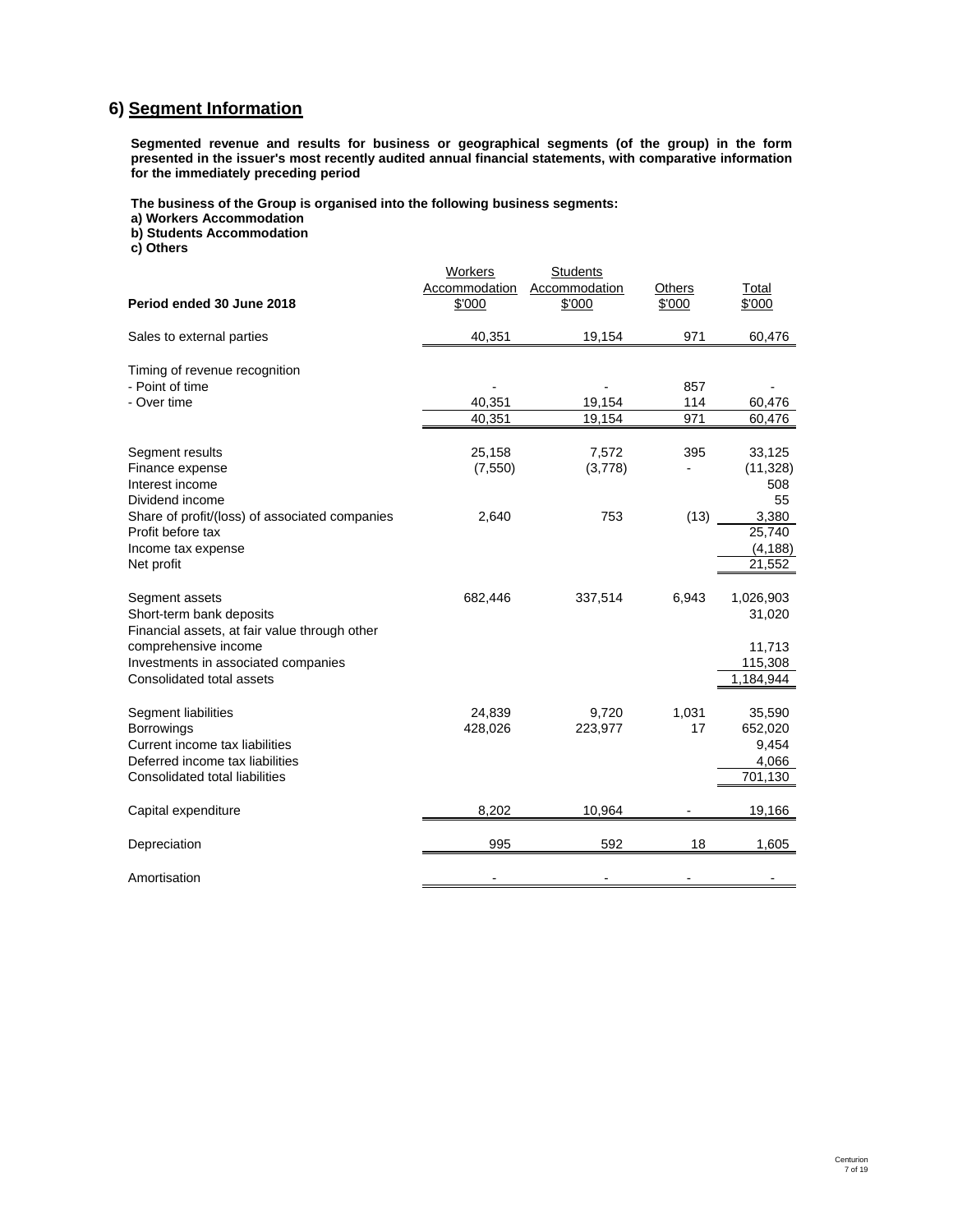## 6) Segment Information

**Segmented revenue and results for business or geographical segments (of the group) in the form presented in the issuer's most recently audited annual financial statements, with comparative information for the immediately preceding period**

**The business of the Group is organised into the following business segments:**
**a) Workers Accommodation**
**b) Students Accommodation**
**c) Others**

| Period ended 30 June 2018 | Workers Accommodation $'000 | Students Accommodation $'000 | Others $'000 | Total $'000 |
|---|---|---|---|---|
| Sales to external parties | 40,351 | 19,154 | 971 | 60,476 |
| | | | | |
| Timing of revenue recognition | | | | |
| - Point of time | - | - | 857 | - |
| - Over time | 40,351 | 19,154 | 114 | 60,476 |
| | 40,351 | 19,154 | 971 | 60,476 |
| | | | | |
| Segment results | 25,158 | 7,572 | 395 | 33,125 |
| Finance expense | (7,550) | (3,778) | - | (11,328) |
| Interest income | | | | 508 |
| Dividend income | | | | 55 |
| Share of profit/(loss) of associated companies | 2,640 | 753 | (13) | 3,380 |
| Profit before tax | | | | 25,740 |
| Income tax expense | | | | (4,188) |
| Net profit | | | | 21,552 |
| | | | | |
| Segment assets | 682,446 | 337,514 | 6,943 | 1,026,903 |
| Short-term bank deposits | | | | 31,020 |
| Financial assets, at fair value through other comprehensive income | | | | 11,713 |
| Investments in associated companies | | | | 115,308 |
| Consolidated total assets | | | | 1,184,944 |
| | | | | |
| Segment liabilities | 24,839 | 9,720 | 1,031 | 35,590 |
| Borrowings | 428,026 | 223,977 | 17 | 652,020 |
| Current income tax liabilities | | | | 9,454 |
| Deferred income tax liabilities | | | | 4,066 |
| Consolidated total liabilities | | | | 701,130 |
| | | | | |
| Capital expenditure | 8,202 | 10,964 | - | 19,166 |
| | | | | |
| Depreciation | 995 | 592 | 18 | 1,605 |
| | | | | |
| Amortisation | - | - | - | - |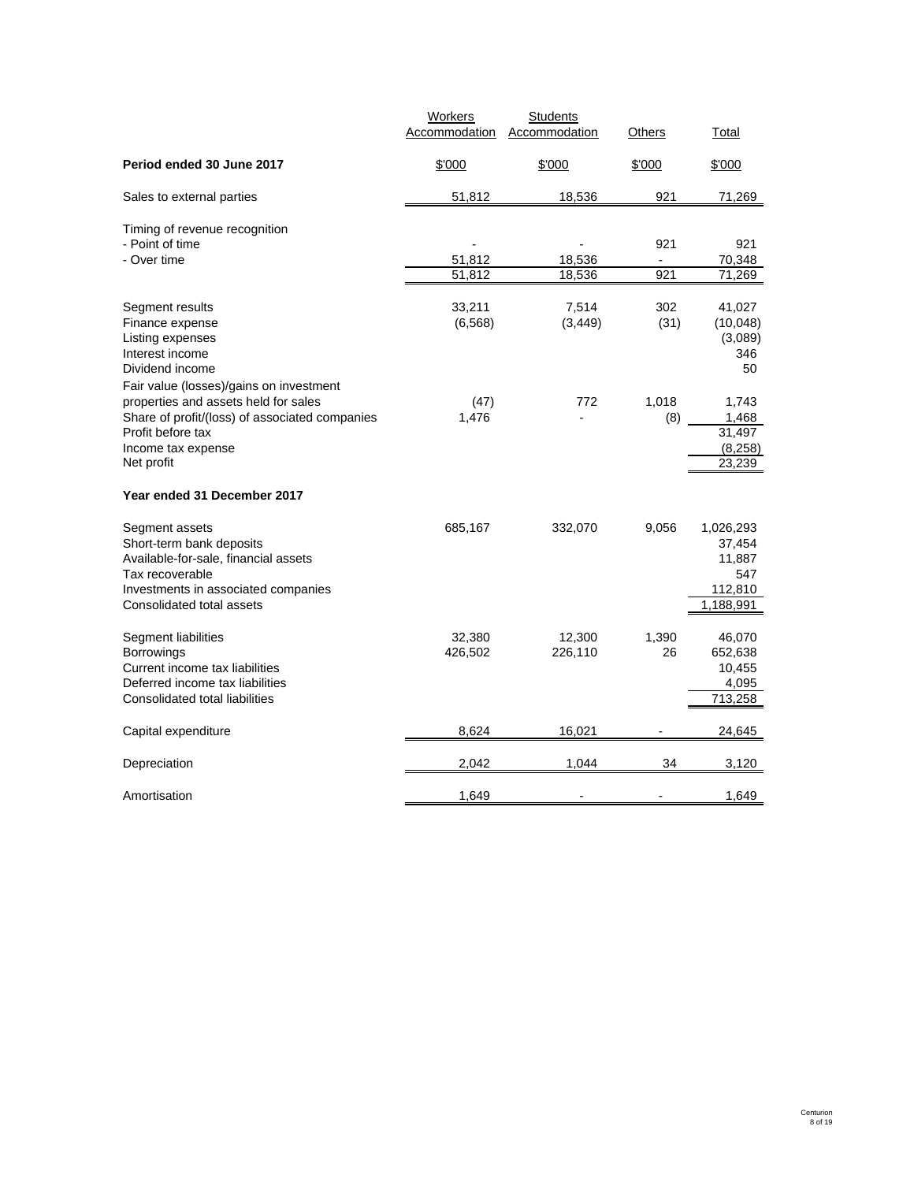| | Workers Accommodation | Students Accommodation | Others | Total |
|---|---|---|---|---|
| **Period ended 30 June 2017** | $'000 | $'000 | $'000 | $'000 |
| Sales to external parties | 51,812 | 18,536 | 921 | 71,269 |
| Timing of revenue recognition | | | | |
| - Point of time | - | - | 921 | 921 |
| - Over time | 51,812 | 18,536 | - | 70,348 |
| | 51,812 | 18,536 | 921 | 71,269 |
| Segment results | 33,211 | 7,514 | 302 | 41,027 |
| Finance expense | (6,568) | (3,449) | (31) | (10,048) |
| Listing expenses | | | | (3,089) |
| Interest income | | | | 346 |
| Dividend income | | | | 50 |
| Fair value (losses)/gains on investment properties and assets held for sales | (47) | 772 | 1,018 | 1,743 |
| Share of profit/(loss) of associated companies | 1,476 | - | (8) | 1,468 |
| Profit before tax | | | | 31,497 |
| Income tax expense | | | | (8,258) |
| Net profit | | | | 23,239 |
| **Year ended 31 December 2017** | | | | |
| Segment assets | 685,167 | 332,070 | 9,056 | 1,026,293 |
| Short-term bank deposits | | | | 37,454 |
| Available-for-sale, financial assets | | | | 11,887 |
| Tax recoverable | | | | 547 |
| Investments in associated companies | | | | 112,810 |
| Consolidated total assets | | | | 1,188,991 |
| Segment liabilities | 32,380 | 12,300 | 1,390 | 46,070 |
| Borrowings | 426,502 | 226,110 | 26 | 652,638 |
| Current income tax liabilities | | | | 10,455 |
| Deferred income tax liabilities | | | | 4,095 |
| Consolidated total liabilities | | | | 713,258 |
| Capital expenditure | 8,624 | 16,021 | - | 24,645 |
| Depreciation | 2,042 | 1,044 | 34 | 3,120 |
| Amortisation | 1,649 | - | - | 1,649 |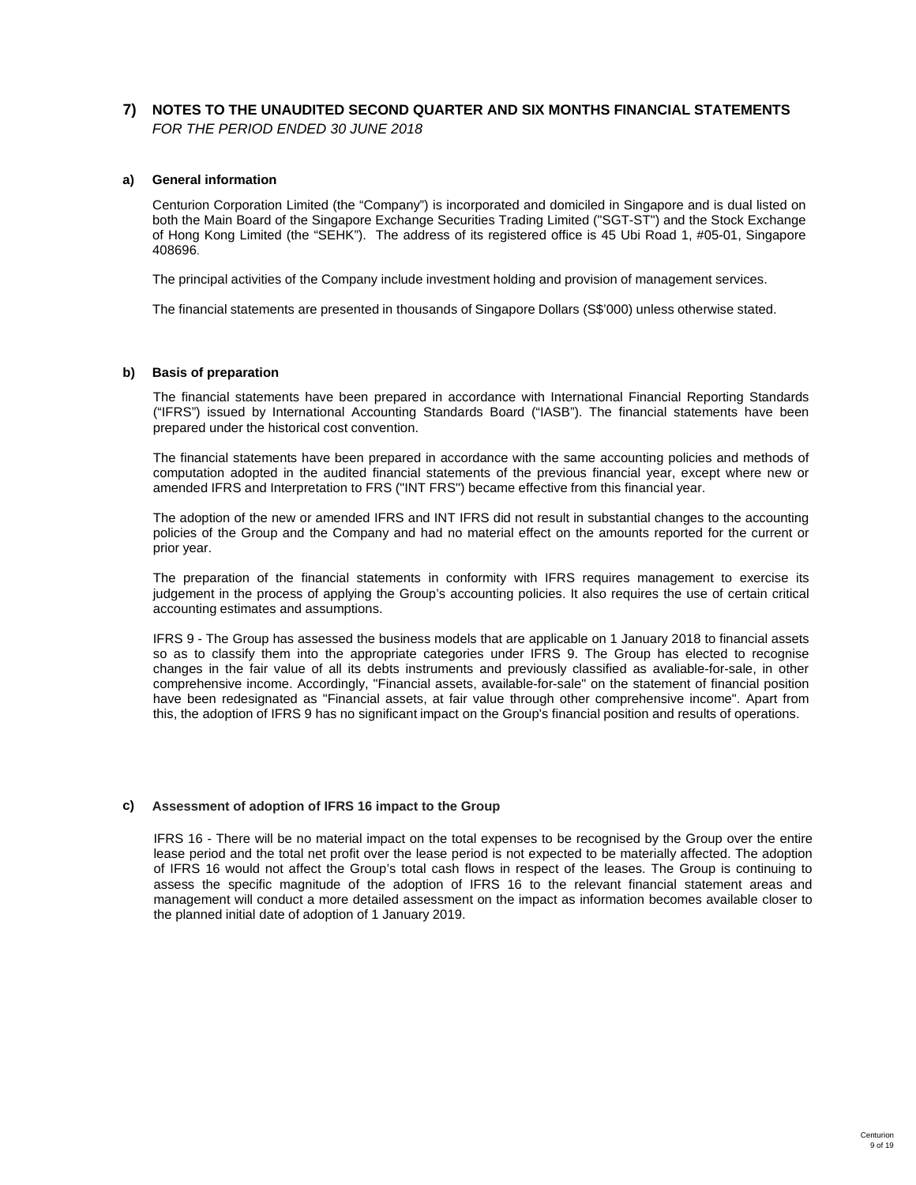## 7) NOTES TO THE UNAUDITED SECOND QUARTER AND SIX MONTHS FINANCIAL STATEMENTS

*FOR THE PERIOD ENDED 30 JUNE 2018*

### a) General information

Centurion Corporation Limited (the "Company") is incorporated and domiciled in Singapore and is dual listed on both the Main Board of the Singapore Exchange Securities Trading Limited ("SGT-ST") and the Stock Exchange of Hong Kong Limited (the "SEHK"). The address of its registered office is 45 Ubi Road 1, #05-01, Singapore 408696.

The principal activities of the Company include investment holding and provision of management services.

The financial statements are presented in thousands of Singapore Dollars (S$'000) unless otherwise stated.

### b) Basis of preparation

The financial statements have been prepared in accordance with International Financial Reporting Standards ("IFRS") issued by International Accounting Standards Board ("IASB"). The financial statements have been prepared under the historical cost convention.

The financial statements have been prepared in accordance with the same accounting policies and methods of computation adopted in the audited financial statements of the previous financial year, except where new or amended IFRS and Interpretation to FRS ("INT FRS") became effective from this financial year.

The adoption of the new or amended IFRS and INT IFRS did not result in substantial changes to the accounting policies of the Group and the Company and had no material effect on the amounts reported for the current or prior year.

The preparation of the financial statements in conformity with IFRS requires management to exercise its judgement in the process of applying the Group's accounting policies. It also requires the use of certain critical accounting estimates and assumptions.

IFRS 9 - The Group has assessed the business models that are applicable on 1 January 2018 to financial assets so as to classify them into the appropriate categories under IFRS 9. The Group has elected to recognise changes in the fair value of all its debts instruments and previously classified as avaliable-for-sale, in other comprehensive income. Accordingly, "Financial assets, available-for-sale" on the statement of financial position have been redesignated as "Financial assets, at fair value through other comprehensive income". Apart from this, the adoption of IFRS 9 has no significant impact on the Group's financial position and results of operations.

### c) Assessment of adoption of IFRS 16 impact to the Group

IFRS 16 - There will be no material impact on the total expenses to be recognised by the Group over the entire lease period and the total net profit over the lease period is not expected to be materially affected. The adoption of IFRS 16 would not affect the Group's total cash flows in respect of the leases. The Group is continuing to assess the specific magnitude of the adoption of IFRS 16 to the relevant financial statement areas and management will conduct a more detailed assessment on the impact as information becomes available closer to the planned initial date of adoption of 1 January 2019.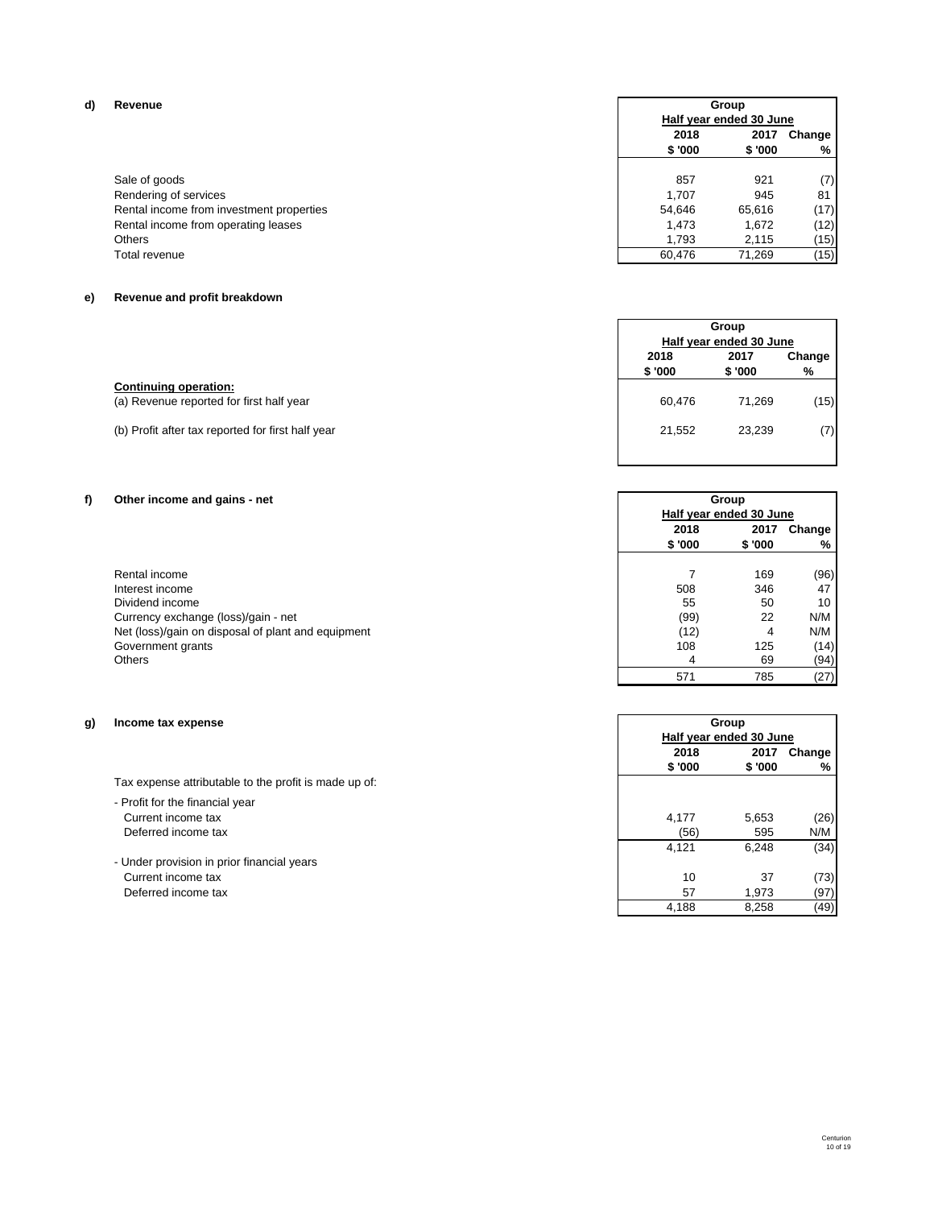**d) Revenue**

| | Group | | |
|---|---|---|---|
| | Half year ended 30 June | | |
| | 2018 | 2017 | Change |
| | $ '000 | $ '000 | % |
| Sale of goods | 857 | 921 | (7) |
| Rendering of services | 1,707 | 945 | 81 |
| Rental income from investment properties | 54,646 | 65,616 | (17) |
| Rental income from operating leases | 1,473 | 1,672 | (12) |
| Others | 1,793 | 2,115 | (15) |
| Total revenue | 60,476 | 71,269 | (15) |

**e) Revenue and profit breakdown**

| | Group | | |
|---|---|---|---|
| | Half year ended 30 June | | |
| | 2018 | 2017 | Change |
| | $ '000 | $ '000 | % |
| **Continuing operation:** | | | |
| (a) Revenue reported for first half year | 60,476 | 71,269 | (15) |
| (b) Profit after tax reported for first half year | 21,552 | 23,239 | (7) |

**f) Other income and gains - net**

| | Group | | |
|---|---|---|---|
| | Half year ended 30 June | | |
| | 2018 | 2017 | Change |
| | $ '000 | $ '000 | % |
| Rental income | 7 | 169 | (96) |
| Interest income | 508 | 346 | 47 |
| Dividend income | 55 | 50 | 10 |
| Currency exchange (loss)/gain - net | (99) | 22 | N/M |
| Net (loss)/gain on disposal of plant and equipment | (12) | 4 | N/M |
| Government grants | 108 | 125 | (14) |
| Others | 4 | 69 | (94) |
| | 571 | 785 | (27) |

**g) Income tax expense**

| | Group | | |
|---|---|---|---|
| | Half year ended 30 June | | |
| | 2018 | 2017 | Change |
| | $ '000 | $ '000 | % |
| Tax expense attributable to the profit is made up of: | | | |
| - Profit for the financial year | | | |
| Current income tax | 4,177 | 5,653 | (26) |
| Deferred income tax | (56) | 595 | N/M |
| | 4,121 | 6,248 | (34) |
| - Under provision in prior financial years | | | |
| Current income tax | 10 | 37 | (73) |
| Deferred income tax | 57 | 1,973 | (97) |
| | 4,188 | 8,258 | (49) |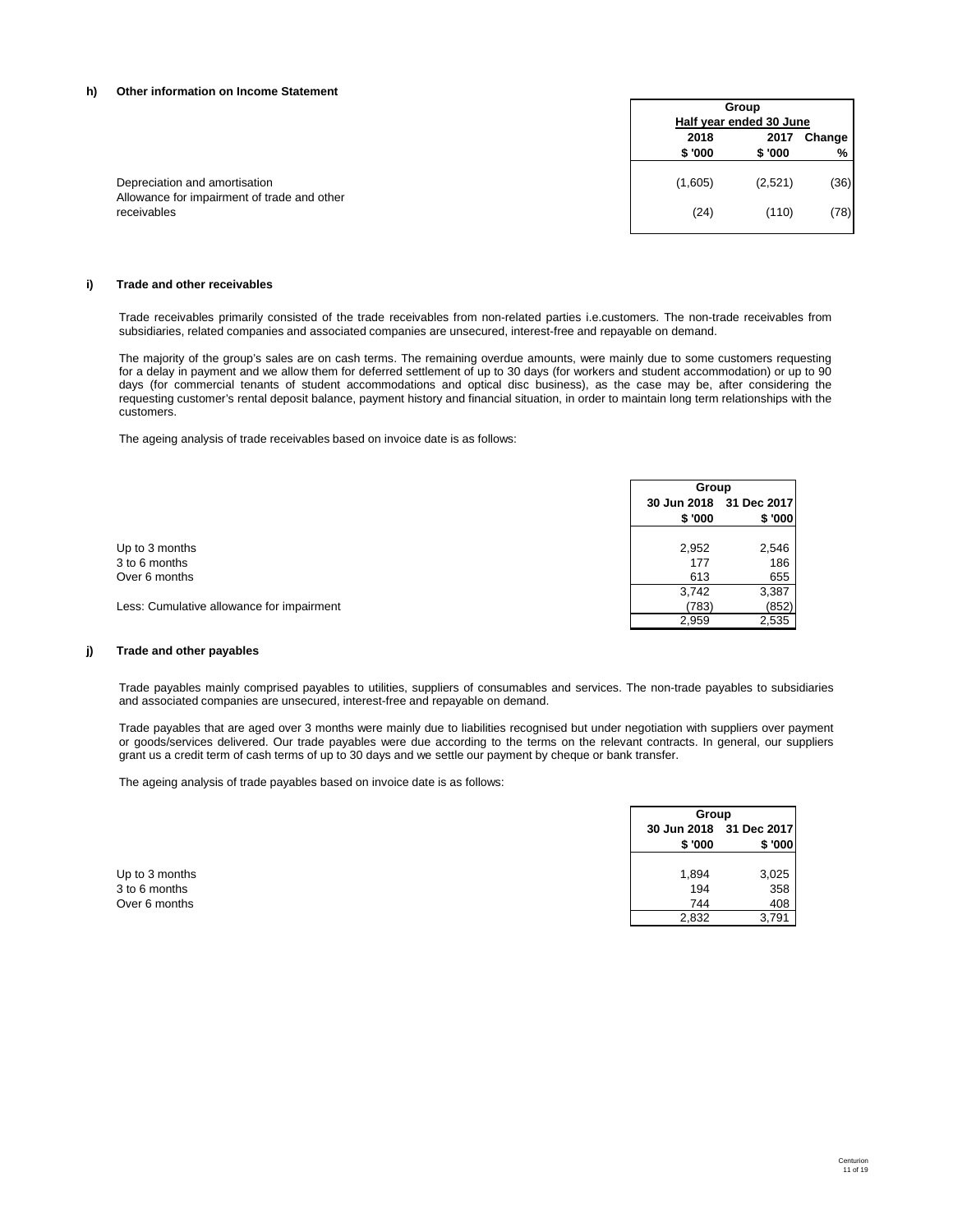### h) Other information on Income Statement

| | Group | | |
|---|---|---|---|
| | Half year ended 30 June | | |
| | 2018 | 2017 | Change |
| | $ '000 | $ '000 | % |
| Depreciation and amortisation | (1,605) | (2,521) | (36) |
| Allowance for impairment of trade and other receivables | (24) | (110) | (78) |

### i) Trade and other receivables

Trade receivables primarily consisted of the trade receivables from non-related parties i.e.customers. The non-trade receivables from subsidiaries, related companies and associated companies are unsecured, interest-free and repayable on demand.

The majority of the group's sales are on cash terms. The remaining overdue amounts, were mainly due to some customers requesting for a delay in payment and we allow them for deferred settlement of up to 30 days (for workers and student accommodation) or up to 90 days (for commercial tenants of student accommodations and optical disc business), as the case may be, after considering the requesting customer's rental deposit balance, payment history and financial situation, in order to maintain long term relationships with the customers.

The ageing analysis of trade receivables based on invoice date is as follows:

| | Group | |
|---|---|---|
| | 30 Jun 2018 | 31 Dec 2017 |
| | $ '000 | $ '000 |
| Up to 3 months | 2,952 | 2,546 |
| 3 to 6 months | 177 | 186 |
| Over 6 months | 613 | 655 |
| | 3,742 | 3,387 |
| Less: Cumulative allowance for impairment | (783) | (852) |
| | 2,959 | 2,535 |

### j) Trade and other payables

Trade payables mainly comprised payables to utilities, suppliers of consumables and services. The non-trade payables to subsidiaries and associated companies are unsecured, interest-free and repayable on demand.

Trade payables that are aged over 3 months were mainly due to liabilities recognised but under negotiation with suppliers over payment or goods/services delivered. Our trade payables were due according to the terms on the relevant contracts. In general, our suppliers grant us a credit term of cash terms of up to 30 days and we settle our payment by cheque or bank transfer.

The ageing analysis of trade payables based on invoice date is as follows:

| | Group | |
|---|---|---|
| | 30 Jun 2018 | 31 Dec 2017 |
| | $ '000 | $ '000 |
| Up to 3 months | 1,894 | 3,025 |
| 3 to 6 months | 194 | 358 |
| Over 6 months | 744 | 408 |
| | 2,832 | 3,791 |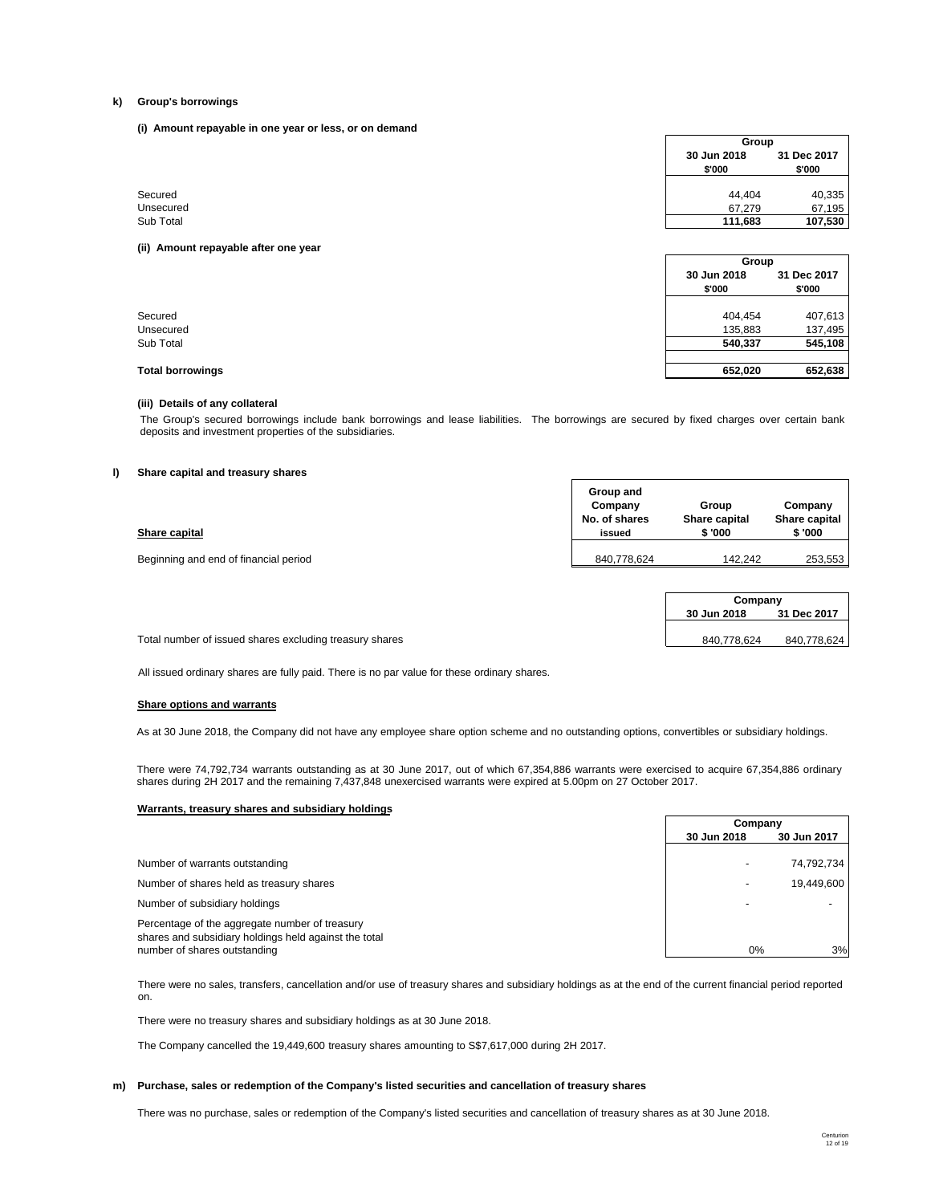**k) Group's borrowings**

**(i) Amount repayable in one year or less, or on demand**

| | Group | |
|---|---|---|
| | 30 Jun 2018 | 31 Dec 2017 |
| | $'000 | $'000 |
| Secured | 44,404 | 40,335 |
| Unsecured | 67,279 | 67,195 |
| Sub Total | **111,683** | **107,530** |

**(ii) Amount repayable after one year**

| | Group | |
|---|---|---|
| | 30 Jun 2018 | 31 Dec 2017 |
| | $'000 | $'000 |
| Secured | 404,454 | 407,613 |
| Unsecured | 135,883 | 137,495 |
| Sub Total | **540,337** | **545,108** |
| | | |
| **Total borrowings** | **652,020** | **652,638** |

**(iii) Details of any collateral**

The Group's secured borrowings include bank borrowings and lease liabilities. The borrowings are secured by fixed charges over certain bank deposits and investment properties of the subsidiaries.

**l) Share capital and treasury shares**

| Share capital | Group and Company No. of shares issued | Group Share capital $ '000 | Company Share capital $ '000 |
|---|---|---|---|
| Beginning and end of financial period | 840,778,624 | 142,242 | 253,553 |

| | Company | |
|---|---|---|
| | 30 Jun 2018 | 31 Dec 2017 |
| Total number of issued shares excluding treasury shares | 840,778,624 | 840,778,624 |

All issued ordinary shares are fully paid. There is no par value for these ordinary shares.

**Share options and warrants**

As at 30 June 2018, the Company did not have any employee share option scheme and no outstanding options, convertibles or subsidiary holdings.

There were 74,792,734 warrants outstanding as at 30 June 2017, out of which 67,354,886 warrants were exercised to acquire 67,354,886 ordinary shares during 2H 2017 and the remaining 7,437,848 unexercised warrants were expired at 5.00pm on 27 October 2017.

**Warrants, treasury shares and subsidiary holdings**

| | Company | |
|---|---|---|
| | 30 Jun 2018 | 30 Jun 2017 |
| Number of warrants outstanding | - | 74,792,734 |
| Number of shares held as treasury shares | - | 19,449,600 |
| Number of subsidiary holdings | - | - |
| Percentage of the aggregate number of treasury shares and subsidiary holdings held against the total number of shares outstanding | 0% | 3% |

There were no sales, transfers, cancellation and/or use of treasury shares and subsidiary holdings as at the end of the current financial period reported on.

There were no treasury shares and subsidiary holdings as at 30 June 2018.

The Company cancelled the 19,449,600 treasury shares amounting to S$7,617,000 during 2H 2017.

**m) Purchase, sales or redemption of the Company's listed securities and cancellation of treasury shares**

There was no purchase, sales or redemption of the Company's listed securities and cancellation of treasury shares as at 30 June 2018.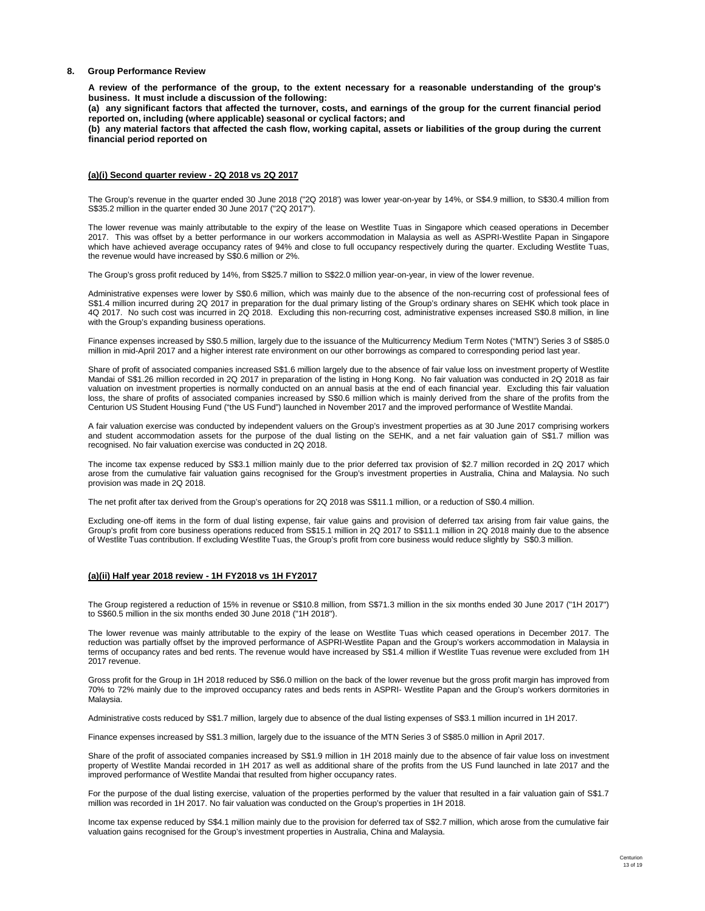## 8. Group Performance Review

**A review of the performance of the group, to the extent necessary for a reasonable understanding of the group's business. It must include a discussion of the following:**

**(a) any significant factors that affected the turnover, costs, and earnings of the group for the current financial period reported on, including (where applicable) seasonal or cyclical factors; and**

**(b) any material factors that affected the cash flow, working capital, assets or liabilities of the group during the current financial period reported on**

### <u>(a)(i) Second quarter review - 2Q 2018 vs 2Q 2017</u>

The Group's revenue in the quarter ended 30 June 2018 ("2Q 2018') was lower year-on-year by 14%, or S$4.9 million, to S$30.4 million from S$35.2 million in the quarter ended 30 June 2017 ("2Q 2017").

The lower revenue was mainly attributable to the expiry of the lease on Westlite Tuas in Singapore which ceased operations in December 2017. This was offset by a better performance in our workers accommodation in Malaysia as well as ASPRI-Westlite Papan in Singapore which have achieved average occupancy rates of 94% and close to full occupancy respectively during the quarter. Excluding Westlite Tuas, the revenue would have increased by S$0.6 million or 2%.

The Group's gross profit reduced by 14%, from S$25.7 million to S$22.0 million year-on-year, in view of the lower revenue.

Administrative expenses were lower by S$0.6 million, which was mainly due to the absence of the non-recurring cost of professional fees of S$1.4 million incurred during 2Q 2017 in preparation for the dual primary listing of the Group's ordinary shares on SEHK which took place in 4Q 2017. No such cost was incurred in 2Q 2018. Excluding this non-recurring cost, administrative expenses increased S$0.8 million, in line with the Group's expanding business operations.

Finance expenses increased by S$0.5 million, largely due to the issuance of the Multicurrency Medium Term Notes ("MTN") Series 3 of S$85.0 million in mid-April 2017 and a higher interest rate environment on our other borrowings as compared to corresponding period last year.

Share of profit of associated companies increased S$1.6 million largely due to the absence of fair value loss on investment property of Westlite Mandai of S$1.26 million recorded in 2Q 2017 in preparation of the listing in Hong Kong. No fair valuation was conducted in 2Q 2018 as fair valuation on investment properties is normally conducted on an annual basis at the end of each financial year. Excluding this fair valuation loss, the share of profits of associated companies increased by S$0.6 million which is mainly derived from the share of the profits from the Centurion US Student Housing Fund ("the US Fund") launched in November 2017 and the improved performance of Westlite Mandai.

A fair valuation exercise was conducted by independent valuers on the Group's investment properties as at 30 June 2017 comprising workers and student accommodation assets for the purpose of the dual listing on the SEHK, and a net fair valuation gain of S$1.7 million was recognised. No fair valuation exercise was conducted in 2Q 2018.

The income tax expense reduced by S$3.1 million mainly due to the prior deferred tax provision of $2.7 million recorded in 2Q 2017 which arose from the cumulative fair valuation gains recognised for the Group's investment properties in Australia, China and Malaysia. No such provision was made in 2Q 2018.

The net profit after tax derived from the Group's operations for 2Q 2018 was S$11.1 million, or a reduction of S$0.4 million.

Excluding one-off items in the form of dual listing expense, fair value gains and provision of deferred tax arising from fair value gains, the Group's profit from core business operations reduced from S$15.1 million in 2Q 2017 to S$11.1 million in 2Q 2018 mainly due to the absence of Westlite Tuas contribution. If excluding Westlite Tuas, the Group's profit from core business would reduce slightly by S$0.3 million.

### <u>(a)(ii) Half year 2018 review - 1H FY2018 vs 1H FY2017</u>

The Group registered a reduction of 15% in revenue or S$10.8 million, from S$71.3 million in the six months ended 30 June 2017 ("1H 2017") to S$60.5 million in the six months ended 30 June 2018 ("1H 2018").

The lower revenue was mainly attributable to the expiry of the lease on Westlite Tuas which ceased operations in December 2017. The reduction was partially offset by the improved performance of ASPRI-Westlite Papan and the Group's workers accommodation in Malaysia in terms of occupancy rates and bed rents. The revenue would have increased by S$1.4 million if Westlite Tuas revenue were excluded from 1H 2017 revenue.

Gross profit for the Group in 1H 2018 reduced by S$6.0 million on the back of the lower revenue but the gross profit margin has improved from 70% to 72% mainly due to the improved occupancy rates and beds rents in ASPRI- Westlite Papan and the Group's workers dormitories in Malaysia.

Administrative costs reduced by S$1.7 million, largely due to absence of the dual listing expenses of S$3.1 million incurred in 1H 2017.

Finance expenses increased by S$1.3 million, largely due to the issuance of the MTN Series 3 of S$85.0 million in April 2017.

Share of the profit of associated companies increased by S$1.9 million in 1H 2018 mainly due to the absence of fair value loss on investment property of Westlite Mandai recorded in 1H 2017 as well as additional share of the profits from the US Fund launched in late 2017 and the improved performance of Westlite Mandai that resulted from higher occupancy rates.

For the purpose of the dual listing exercise, valuation of the properties performed by the valuer that resulted in a fair valuation gain of S$1.7 million was recorded in 1H 2017. No fair valuation was conducted on the Group's properties in 1H 2018.

Income tax expense reduced by S$4.1 million mainly due to the provision for deferred tax of S$2.7 million, which arose from the cumulative fair valuation gains recognised for the Group's investment properties in Australia, China and Malaysia.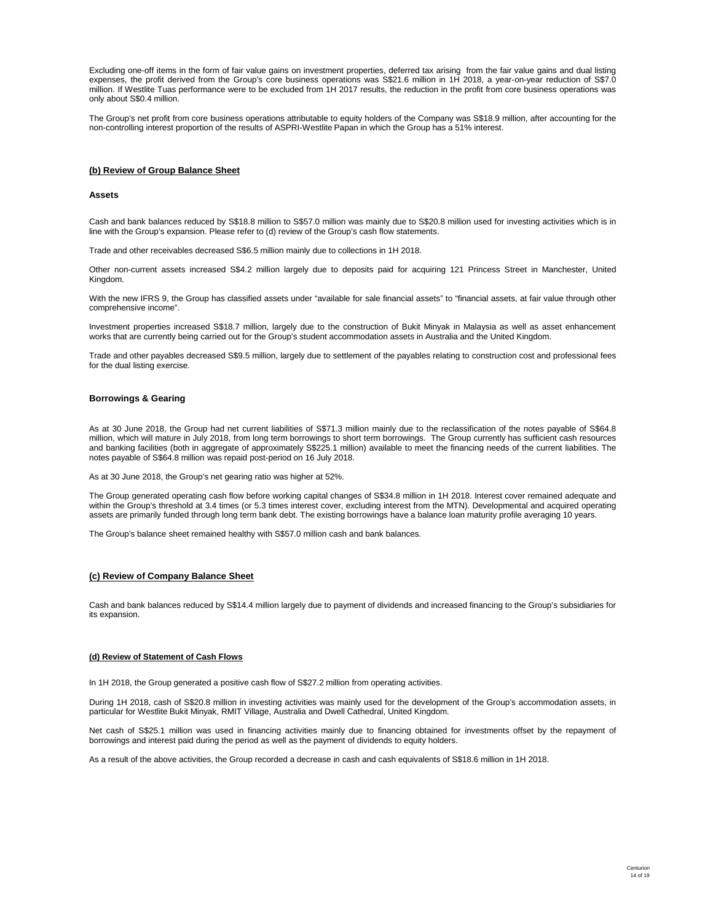Excluding one-off items in the form of fair value gains on investment properties, deferred tax arising from the fair value gains and dual listing expenses, the profit derived from the Group's core business operations was S$21.6 million in 1H 2018, a year-on-year reduction of S$7.0 million. If Westlite Tuas performance were to be excluded from 1H 2017 results, the reduction in the profit from core business operations was only about S$0.4 million.

The Group's net profit from core business operations attributable to equity holders of the Company was S$18.9 million, after accounting for the non-controlling interest proportion of the results of ASPRI-Westlite Papan in which the Group has a 51% interest.

## (b) Review of Group Balance Sheet

### Assets

Cash and bank balances reduced by S$18.8 million to S$57.0 million was mainly due to S$20.8 million used for investing activities which is in line with the Group's expansion. Please refer to (d) review of the Group's cash flow statements.

Trade and other receivables decreased S$6.5 million mainly due to collections in 1H 2018.

Other non-current assets increased S$4.2 million largely due to deposits paid for acquiring 121 Princess Street in Manchester, United Kingdom.

With the new IFRS 9, the Group has classified assets under "available for sale financial assets" to "financial assets, at fair value through other comprehensive income".

Investment properties increased S$18.7 million, largely due to the construction of Bukit Minyak in Malaysia as well as asset enhancement works that are currently being carried out for the Group's student accommodation assets in Australia and the United Kingdom.

Trade and other payables decreased S$9.5 million, largely due to settlement of the payables relating to construction cost and professional fees for the dual listing exercise.

### Borrowings & Gearing

As at 30 June 2018, the Group had net current liabilities of S$71.3 million mainly due to the reclassification of the notes payable of S$64.8 million, which will mature in July 2018, from long term borrowings to short term borrowings. The Group currently has sufficient cash resources and banking facilities (both in aggregate of approximately S$225.1 million) available to meet the financing needs of the current liabilities. The notes payable of S$64.8 million was repaid post-period on 16 July 2018.

As at 30 June 2018, the Group's net gearing ratio was higher at 52%.

The Group generated operating cash flow before working capital changes of S$34.8 million in 1H 2018. Interest cover remained adequate and within the Group's threshold at 3.4 times (or 5.3 times interest cover, excluding interest from the MTN). Developmental and acquired operating assets are primarily funded through long term bank debt. The existing borrowings have a balance loan maturity profile averaging 10 years.

The Group's balance sheet remained healthy with S$57.0 million cash and bank balances.

## (c) Review of Company Balance Sheet

Cash and bank balances reduced by S$14.4 million largely due to payment of dividends and increased financing to the Group's subsidiaries for its expansion.

## (d) Review of Statement of Cash Flows

In 1H 2018, the Group generated a positive cash flow of S$27.2 million from operating activities.

During 1H 2018, cash of S$20.8 million in investing activities was mainly used for the development of the Group's accommodation assets, in particular for Westlite Bukit Minyak, RMIT Village, Australia and Dwell Cathedral, United Kingdom.

Net cash of S$25.1 million was used in financing activities mainly due to financing obtained for investments offset by the repayment of borrowings and interest paid during the period as well as the payment of dividends to equity holders.

As a result of the above activities, the Group recorded a decrease in cash and cash equivalents of S$18.6 million in 1H 2018.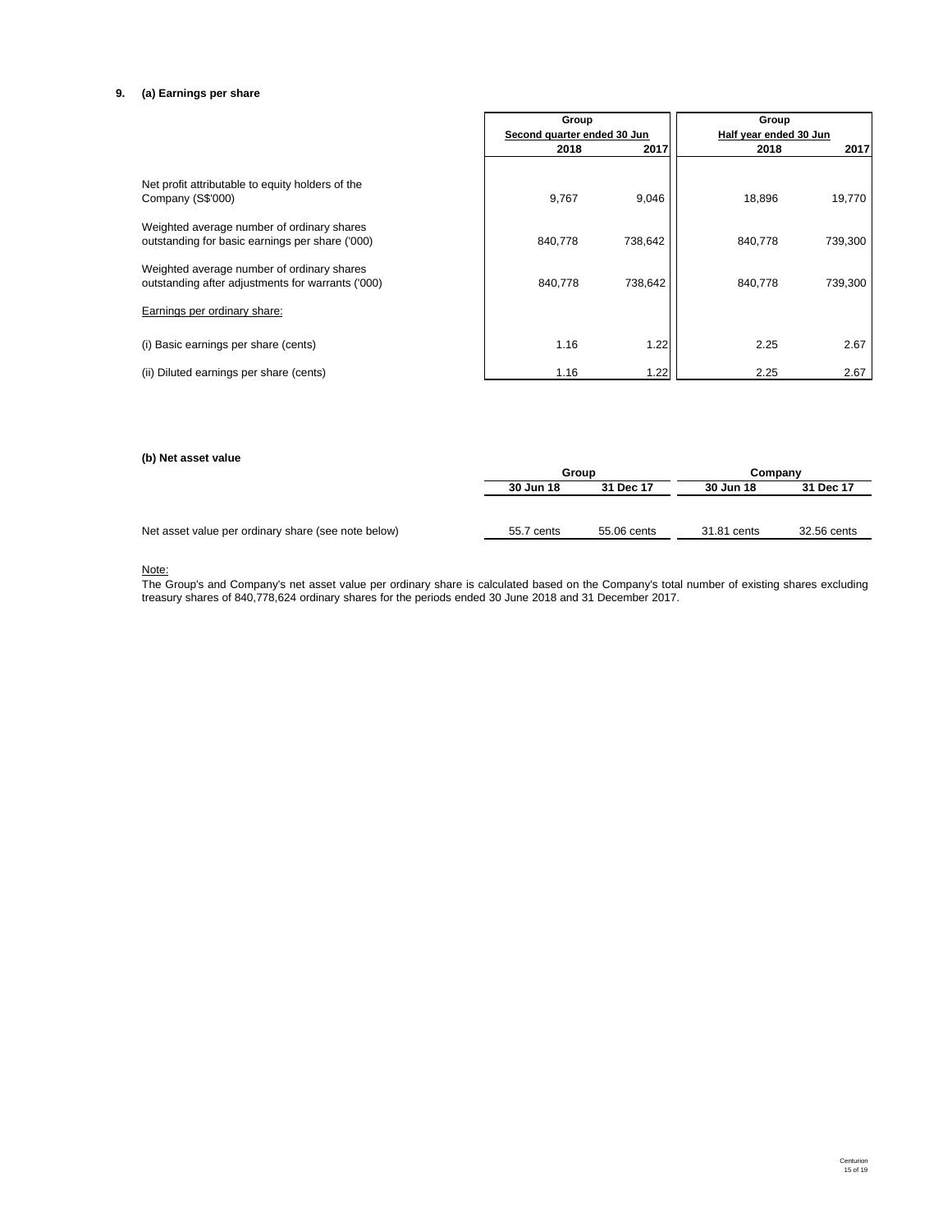**9. (a) Earnings per share**

| | Group | | Group | |
|---|---|---|---|---|
| | Second quarter ended 30 Jun | | Half year ended 30 Jun | |
| | 2018 | 2017 | 2018 | 2017 |
| Net profit attributable to equity holders of the Company (S$'000) | 9,767 | 9,046 | 18,896 | 19,770 |
| Weighted average number of ordinary shares outstanding for basic earnings per share ('000) | 840,778 | 738,642 | 840,778 | 739,300 |
| Weighted average number of ordinary shares outstanding after adjustments for warrants ('000) | 840,778 | 738,642 | 840,778 | 739,300 |
| Earnings per ordinary share: | | | | |
| (i) Basic earnings per share (cents) | 1.16 | 1.22 | 2.25 | 2.67 |
| (ii) Diluted earnings per share (cents) | 1.16 | 1.22 | 2.25 | 2.67 |

**(b) Net asset value**

| | Group | | Company | |
|---|---|---|---|---|
| | 30 Jun 18 | 31 Dec 17 | 30 Jun 18 | 31 Dec 17 |
| Net asset value per ordinary share (see note below) | 55.7 cents | 55.06 cents | 31.81 cents | 32.56 cents |

Note:

The Group's and Company's net asset value per ordinary share is calculated based on the Company's total number of existing shares excluding treasury shares of 840,778,624 ordinary shares for the periods ended 30 June 2018 and 31 December 2017.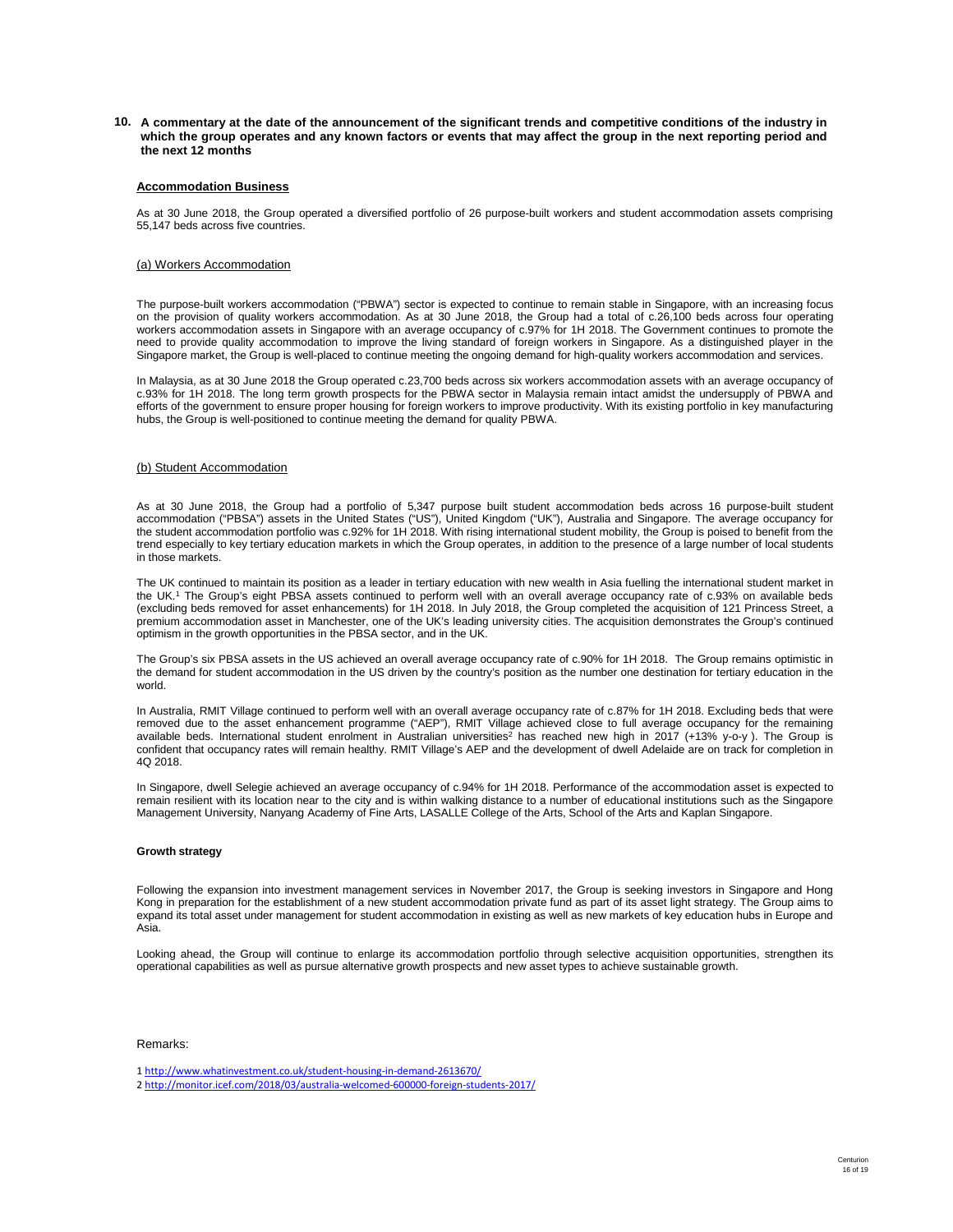## 10. A commentary at the date of the announcement of the significant trends and competitive conditions of the industry in which the group operates and any known factors or events that may affect the group in the next reporting period and the next 12 months

### Accommodation Business

As at 30 June 2018, the Group operated a diversified portfolio of 26 purpose-built workers and student accommodation assets comprising 55,147 beds across five countries.

#### (a) Workers Accommodation

The purpose-built workers accommodation ("PBWA") sector is expected to continue to remain stable in Singapore, with an increasing focus on the provision of quality workers accommodation. As at 30 June 2018, the Group had a total of c.26,100 beds across four operating workers accommodation assets in Singapore with an average occupancy of c.97% for 1H 2018. The Government continues to promote the need to provide quality accommodation to improve the living standard of foreign workers in Singapore. As a distinguished player in the Singapore market, the Group is well-placed to continue meeting the ongoing demand for high-quality workers accommodation and services.

In Malaysia, as at 30 June 2018 the Group operated c.23,700 beds across six workers accommodation assets with an average occupancy of c.93% for 1H 2018. The long term growth prospects for the PBWA sector in Malaysia remain intact amidst the undersupply of PBWA and efforts of the government to ensure proper housing for foreign workers to improve productivity. With its existing portfolio in key manufacturing hubs, the Group is well-positioned to continue meeting the demand for quality PBWA.

#### (b) Student Accommodation

As at 30 June 2018, the Group had a portfolio of 5,347 purpose built student accommodation beds across 16 purpose-built student accommodation ("PBSA") assets in the United States ("US"), United Kingdom ("UK"), Australia and Singapore. The average occupancy for the student accommodation portfolio was c.92% for 1H 2018. With rising international student mobility, the Group is poised to benefit from the trend especially to key tertiary education markets in which the Group operates, in addition to the presence of a large number of local students in those markets.

The UK continued to maintain its position as a leader in tertiary education with new wealth in Asia fuelling the international student market in the UK.[1] The Group's eight PBSA assets continued to perform well with an overall average occupancy rate of c.93% on available beds (excluding beds removed for asset enhancements) for 1H 2018. In July 2018, the Group completed the acquisition of 121 Princess Street, a premium accommodation asset in Manchester, one of the UK's leading university cities. The acquisition demonstrates the Group's continued optimism in the growth opportunities in the PBSA sector, and in the UK.

The Group's six PBSA assets in the US achieved an overall average occupancy rate of c.90% for 1H 2018. The Group remains optimistic in the demand for student accommodation in the US driven by the country's position as the number one destination for tertiary education in the world.

In Australia, RMIT Village continued to perform well with an overall average occupancy rate of c.87% for 1H 2018. Excluding beds that were removed due to the asset enhancement programme ("AEP"), RMIT Village achieved close to full average occupancy for the remaining available beds. International student enrolment in Australian universities[2] has reached new high in 2017 (+13% y-o-y ). The Group is confident that occupancy rates will remain healthy. RMIT Village's AEP and the development of dwell Adelaide are on track for completion in 4Q 2018.

In Singapore, dwell Selegie achieved an average occupancy of c.94% for 1H 2018. Performance of the accommodation asset is expected to remain resilient with its location near to the city and is within walking distance to a number of educational institutions such as the Singapore Management University, Nanyang Academy of Fine Arts, LASALLE College of the Arts, School of the Arts and Kaplan Singapore.

**Growth strategy**

Following the expansion into investment management services in November 2017, the Group is seeking investors in Singapore and Hong Kong in preparation for the establishment of a new student accommodation private fund as part of its asset light strategy. The Group aims to expand its total asset under management for student accommodation in existing as well as new markets of key education hubs in Europe and Asia.

Looking ahead, the Group will continue to enlarge its accommodation portfolio through selective acquisition opportunities, strengthen its operational capabilities as well as pursue alternative growth prospects and new asset types to achieve sustainable growth.

Remarks:

1 http://www.whatinvestment.co.uk/student-housing-in-demand-2613670/

2 http://monitor.icef.com/2018/03/australia-welcomed-600000-foreign-students-2017/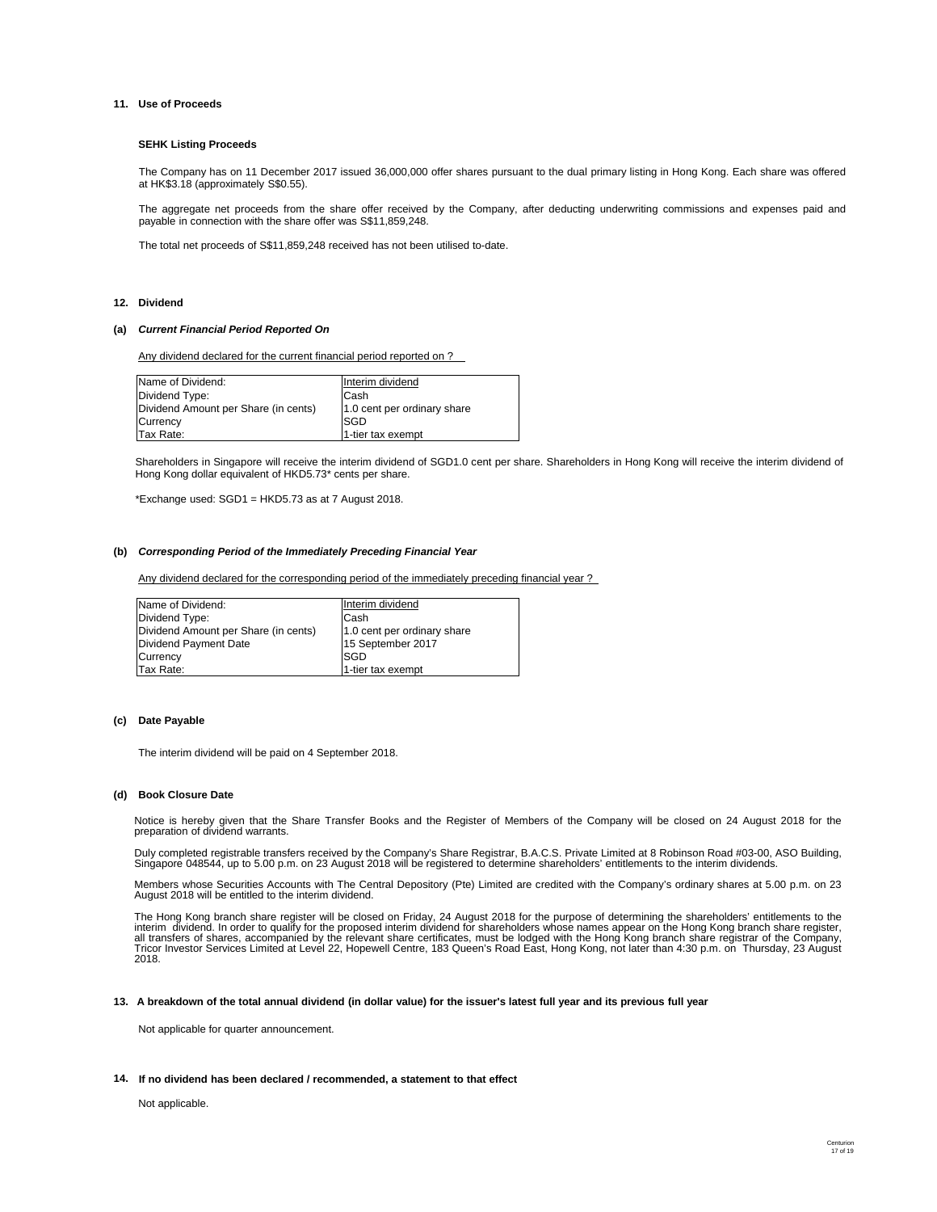## 11. Use of Proceeds

**SEHK Listing Proceeds**

The Company has on 11 December 2017 issued 36,000,000 offer shares pursuant to the dual primary listing in Hong Kong. Each share was offered at HK$3.18 (approximately S$0.55).

The aggregate net proceeds from the share offer received by the Company, after deducting underwriting commissions and expenses paid and payable in connection with the share offer was S$11,859,248.

The total net proceeds of S$11,859,248 received has not been utilised to-date.

## 12. Dividend

### (a) *Current Financial Period Reported On*

Any dividend declared for the current financial period reported on ?

| Name of Dividend: | Interim dividend |
|---|---|
| Dividend Type: | Cash |
| Dividend Amount per Share (in cents) | 1.0 cent per ordinary share |
| Currency | SGD |
| Tax Rate: | 1-tier tax exempt |

Shareholders in Singapore will receive the interim dividend of SGD1.0 cent per share. Shareholders in Hong Kong will receive the interim dividend of Hong Kong dollar equivalent of HKD5.73* cents per share.

*Exchange used: SGD1 = HKD5.73 as at 7 August 2018.

### (b) *Corresponding Period of the Immediately Preceding Financial Year*

Any dividend declared for the corresponding period of the immediately preceding financial year ?

| Name of Dividend: | Interim dividend |
|---|---|
| Dividend Type: | Cash |
| Dividend Amount per Share (in cents) | 1.0 cent per ordinary share |
| Dividend Payment Date | 15 September 2017 |
| Currency | SGD |
| Tax Rate: | 1-tier tax exempt |

### (c) Date Payable

The interim dividend will be paid on 4 September 2018.

### (d) Book Closure Date

Notice is hereby given that the Share Transfer Books and the Register of Members of the Company will be closed on 24 August 2018 for the preparation of dividend warrants.

Duly completed registrable transfers received by the Company's Share Registrar, B.A.C.S. Private Limited at 8 Robinson Road #03-00, ASO Building, Singapore 048544, up to 5.00 p.m. on 23 August 2018 will be registered to determine shareholders' entitlements to the interim dividends.

Members whose Securities Accounts with The Central Depository (Pte) Limited are credited with the Company's ordinary shares at 5.00 p.m. on 23 August 2018 will be entitled to the interim dividend.

The Hong Kong branch share register will be closed on Friday, 24 August 2018 for the purpose of determining the shareholders' entitlements to the interim dividend. In order to qualify for the proposed interim dividend for shareholders whose names appear on the Hong Kong branch share register, all transfers of shares, accompanied by the relevant share certificates, must be lodged with the Hong Kong branch share registrar of the Company, Tricor Investor Services Limited at Level 22, Hopewell Centre, 183 Queen's Road East, Hong Kong, not later than 4:30 p.m. on Thursday, 23 August 2018.

## 13. A breakdown of the total annual dividend (in dollar value) for the issuer's latest full year and its previous full year

Not applicable for quarter announcement.

## 14. If no dividend has been declared / recommended, a statement to that effect

Not applicable.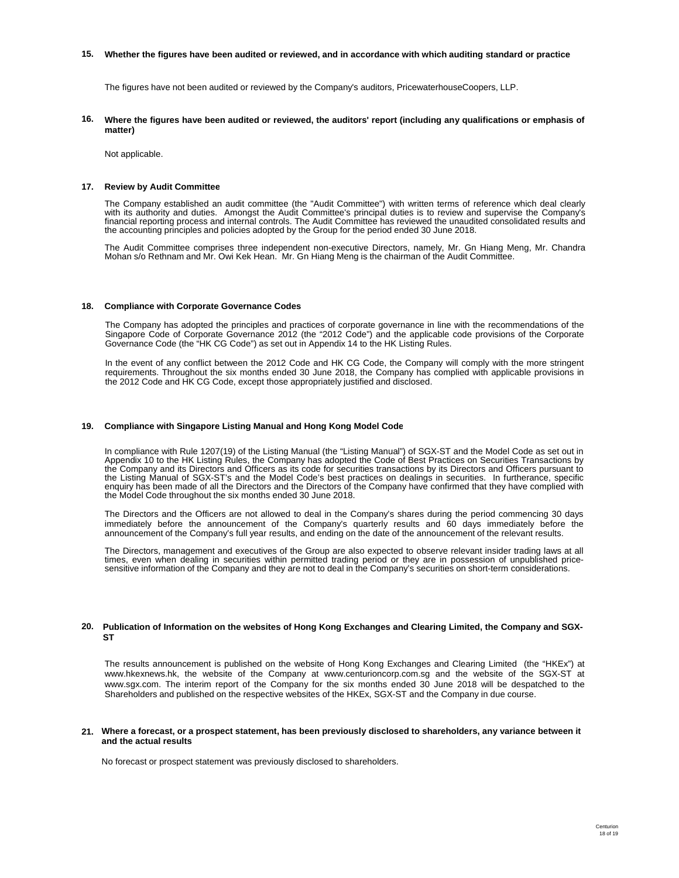### 15. Whether the figures have been audited or reviewed, and in accordance with which auditing standard or practice

The figures have not been audited or reviewed by the Company's auditors, PricewaterhouseCoopers, LLP.

### 16. Where the figures have been audited or reviewed, the auditors' report (including any qualifications or emphasis of matter)

Not applicable.

### 17. Review by Audit Committee

The Company established an audit committee (the "Audit Committee") with written terms of reference which deal clearly with its authority and duties. Amongst the Audit Committee's principal duties is to review and supervise the Company's financial reporting process and internal controls. The Audit Committee has reviewed the unaudited consolidated results and the accounting principles and policies adopted by the Group for the period ended 30 June 2018.

The Audit Committee comprises three independent non-executive Directors, namely, Mr. Gn Hiang Meng, Mr. Chandra Mohan s/o Rethnam and Mr. Owi Kek Hean. Mr. Gn Hiang Meng is the chairman of the Audit Committee.

### 18. Compliance with Corporate Governance Codes

The Company has adopted the principles and practices of corporate governance in line with the recommendations of the Singapore Code of Corporate Governance 2012 (the "2012 Code") and the applicable code provisions of the Corporate Governance Code (the "HK CG Code") as set out in Appendix 14 to the HK Listing Rules.

In the event of any conflict between the 2012 Code and HK CG Code, the Company will comply with the more stringent requirements. Throughout the six months ended 30 June 2018, the Company has complied with applicable provisions in the 2012 Code and HK CG Code, except those appropriately justified and disclosed.

### 19. Compliance with Singapore Listing Manual and Hong Kong Model Code

In compliance with Rule 1207(19) of the Listing Manual (the "Listing Manual") of SGX-ST and the Model Code as set out in Appendix 10 to the HK Listing Rules, the Company has adopted the Code of Best Practices on Securities Transactions by the Company and its Directors and Officers as its code for securities transactions by its Directors and Officers pursuant to the Listing Manual of SGX-ST's and the Model Code's best practices on dealings in securities. In furtherance, specific enquiry has been made of all the Directors and the Directors of the Company have confirmed that they have complied with the Model Code throughout the six months ended 30 June 2018.

The Directors and the Officers are not allowed to deal in the Company's shares during the period commencing 30 days immediately before the announcement of the Company's quarterly results and 60 days immediately before the announcement of the Company's full year results, and ending on the date of the announcement of the relevant results.

The Directors, management and executives of the Group are also expected to observe relevant insider trading laws at all times, even when dealing in securities within permitted trading period or they are in possession of unpublished price-sensitive information of the Company and they are not to deal in the Company's securities on short-term considerations.

### 20. Publication of Information on the websites of Hong Kong Exchanges and Clearing Limited, the Company and SGX-ST

The results announcement is published on the website of Hong Kong Exchanges and Clearing Limited (the "HKEx") at www.hkexnews.hk, the website of the Company at www.centurioncorp.com.sg and the website of the SGX-ST at www.sgx.com. The interim report of the Company for the six months ended 30 June 2018 will be despatched to the Shareholders and published on the respective websites of the HKEx, SGX-ST and the Company in due course.

### 21. Where a forecast, or a prospect statement, has been previously disclosed to shareholders, any variance between it and the actual results

No forecast or prospect statement was previously disclosed to shareholders.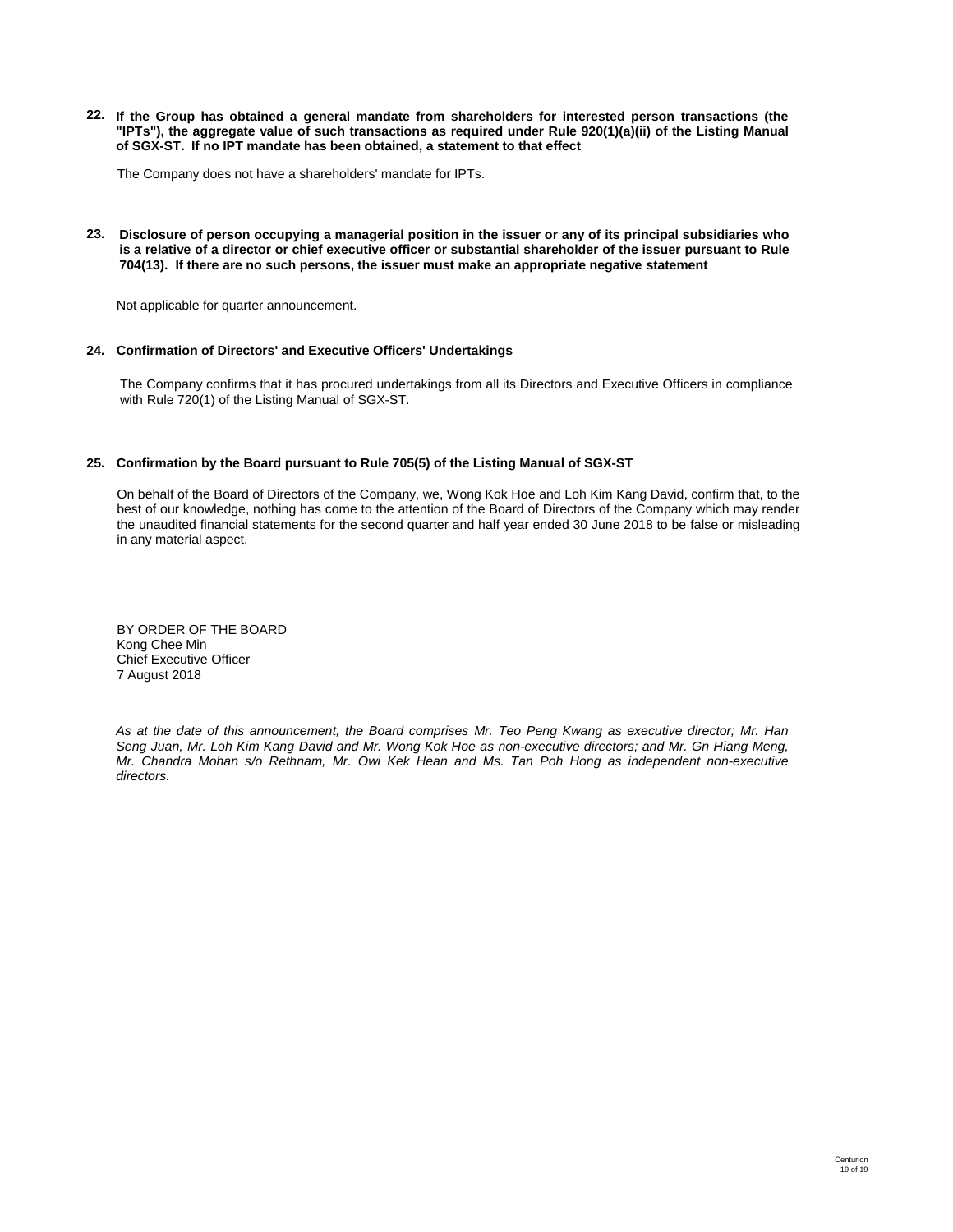**22. If the Group has obtained a general mandate from shareholders for interested person transactions (the "IPTs"), the aggregate value of such transactions as required under Rule 920(1)(a)(ii) of the Listing Manual of SGX-ST. If no IPT mandate has been obtained, a statement to that effect**

The Company does not have a shareholders' mandate for IPTs.

**23. Disclosure of person occupying a managerial position in the issuer or any of its principal subsidiaries who is a relative of a director or chief executive officer or substantial shareholder of the issuer pursuant to Rule 704(13). If there are no such persons, the issuer must make an appropriate negative statement**

Not applicable for quarter announcement.

**24. Confirmation of Directors' and Executive Officers' Undertakings**

The Company confirms that it has procured undertakings from all its Directors and Executive Officers in compliance with Rule 720(1) of the Listing Manual of SGX-ST.

**25. Confirmation by the Board pursuant to Rule 705(5) of the Listing Manual of SGX-ST**

On behalf of the Board of Directors of the Company, we, Wong Kok Hoe and Loh Kim Kang David, confirm that, to the best of our knowledge, nothing has come to the attention of the Board of Directors of the Company which may render the unaudited financial statements for the second quarter and half year ended 30 June 2018 to be false or misleading in any material aspect.

BY ORDER OF THE BOARD
Kong Chee Min
Chief Executive Officer
7 August 2018

*As at the date of this announcement, the Board comprises Mr. Teo Peng Kwang as executive director; Mr. Han Seng Juan, Mr. Loh Kim Kang David and Mr. Wong Kok Hoe as non-executive directors; and Mr. Gn Hiang Meng, Mr. Chandra Mohan s/o Rethnam, Mr. Owi Kek Hean and Ms. Tan Poh Hong as independent non-executive directors.*